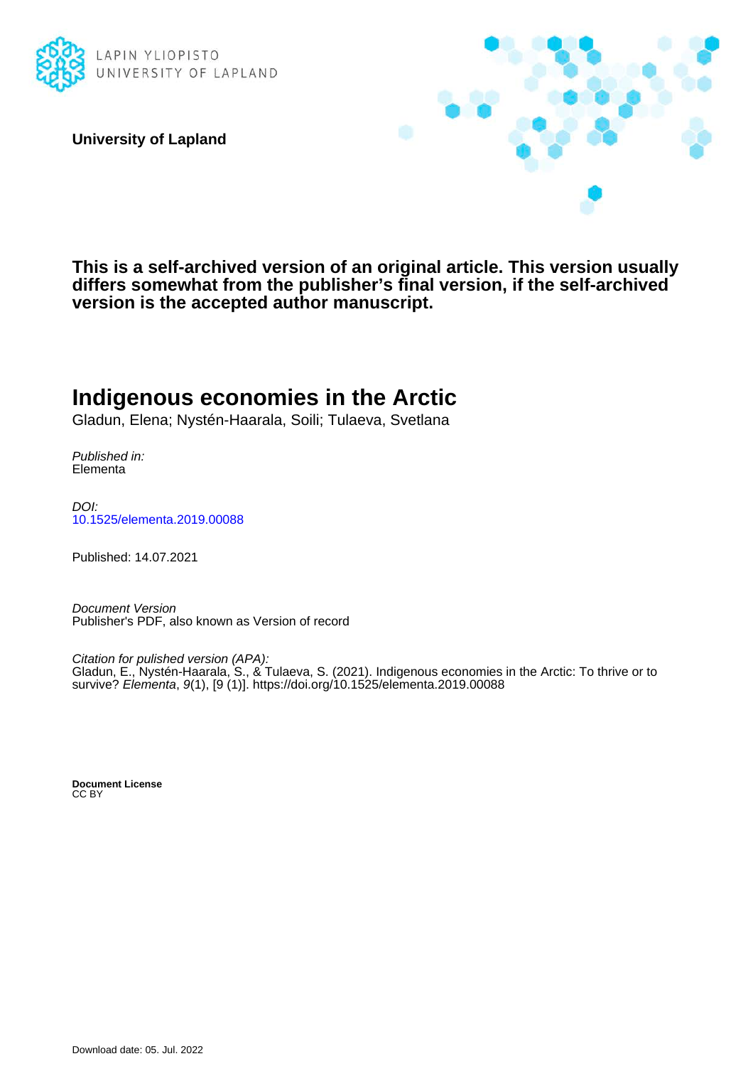LAPIN YLIOPISTO
UNIVERSITY OF LAPLAND

**University of Lapland**

**This is a self-archived version of an original article. This version usually differs somewhat from the publisher's final version, if the self-archived version is the accepted author manuscript.**

# Indigenous economies in the Arctic

Gladun, Elena; Nystén-Haarala, Soili; Tulaeva, Svetlana

*Published in:*
Elementa

*DOI:*
10.1525/elementa.2019.00088

Published: 14.07.2021

*Document Version*
Publisher's PDF, also known as Version of record

*Citation for pulished version (APA):*
Gladun, E., Nystén-Haarala, S., & Tulaeva, S. (2021). Indigenous economies in the Arctic: To thrive or to survive? *Elementa*, *9*(1), [9 (1)]. https://doi.org/10.1525/elementa.2019.00088

**Document License**
CC BY

Download date: 05. Jul. 2022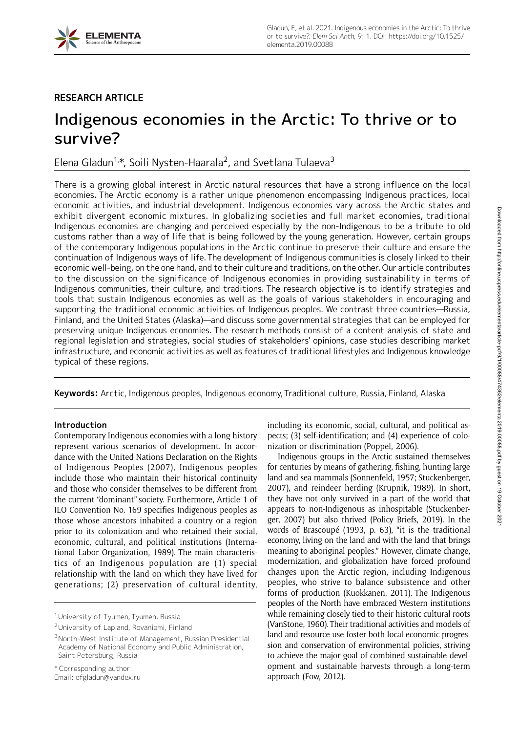## RESEARCH ARTICLE

# Indigenous economies in the Arctic: To thrive or to survive?

Elena Gladun[1,*], Soili Nysten-Haarala[2], and Svetlana Tulaeva[3]

There is a growing global interest in Arctic natural resources that have a strong influence on the local economies. The Arctic economy is a rather unique phenomenon encompassing Indigenous practices, local economic activities, and industrial development. Indigenous economies vary across the Arctic states and exhibit divergent economic mixtures. In globalizing societies and full market economies, traditional Indigenous economies are changing and perceived especially by the non-Indigenous to be a tribute to old customs rather than a way of life that is being followed by the young generation. However, certain groups of the contemporary Indigenous populations in the Arctic continue to preserve their culture and ensure the continuation of Indigenous ways of life. The development of Indigenous communities is closely linked to their economic well-being, on the one hand, and to their culture and traditions, on the other. Our article contributes to the discussion on the significance of Indigenous economies in providing sustainability in terms of Indigenous communities, their culture, and traditions. The research objective is to identify strategies and tools that sustain Indigenous economies as well as the goals of various stakeholders in encouraging and supporting the traditional economic activities of Indigenous peoples. We contrast three countries—Russia, Finland, and the United States (Alaska)—and discuss some governmental strategies that can be employed for preserving unique Indigenous economies. The research methods consist of a content analysis of state and regional legislation and strategies, social studies of stakeholders' opinions, case studies describing market infrastructure, and economic activities as well as features of traditional lifestyles and Indigenous knowledge typical of these regions.

**Keywords:** Arctic, Indigenous peoples, Indigenous economy, Traditional culture, Russia, Finland, Alaska

## Introduction

Contemporary Indigenous economies with a long history represent various scenarios of development. In accordance with the United Nations Declaration on the Rights of Indigenous Peoples (2007), Indigenous peoples include those who maintain their historical continuity and those who consider themselves to be different from the current "dominant" society. Furthermore, Article 1 of ILO Convention No. 169 specifies Indigenous peoples as those whose ancestors inhabited a country or a region prior to its colonization and who retained their social, economic, cultural, and political institutions (International Labor Organization, 1989). The main characteristics of an Indigenous population are (1) special relationship with the land on which they have lived for generations; (2) preservation of cultural identity, including its economic, social, cultural, and political aspects; (3) self-identification; and (4) experience of colonization or discrimination (Poppel, 2006).

Indigenous groups in the Arctic sustained themselves for centuries by means of gathering, fishing, hunting large land and sea mammals (Sonnenfeld, 1957; Stuckenberger, 2007), and reindeer herding (Krupnik, 1989). In short, they have not only survived in a part of the world that appears to non-Indigenous as inhospitable (Stuckenberger, 2007) but also thrived (Policy Briefs, 2019). In the words of Brascoupé (1993, p. 63), "it is the traditional economy, living on the land and with the land that brings meaning to aboriginal peoples." However, climate change, modernization, and globalization have forced profound changes upon the Arctic region, including Indigenous peoples, who strive to balance subsistence and other forms of production (Kuokkanen, 2011). The Indigenous peoples of the North have embraced Western institutions while remaining closely tied to their historic cultural roots (VanStone, 1960). Their traditional activities and models of land and resource use foster both local economic progression and conservation of environmental policies, striving to achieve the major goal of combined sustainable development and sustainable harvests through a long-term approach (Fow, 2012).

[1] University of Tyumen, Tyumen, Russia

[2] University of Lapland, Rovaniemi, Finland

[3] North-West Institute of Management, Russian Presidential Academy of National Economy and Public Administration, Saint Petersburg, Russia

\* Corresponding author:
Email: efgladun@yandex.ru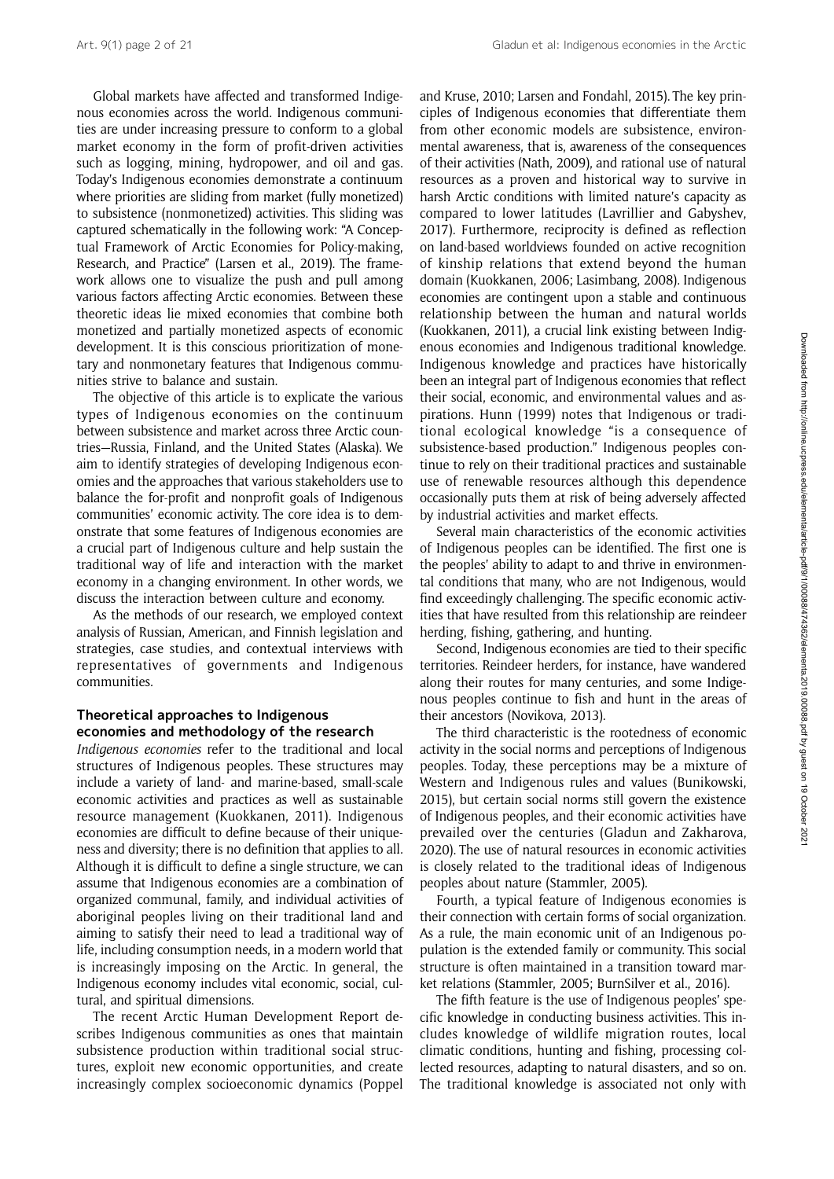Global markets have affected and transformed Indigenous economies across the world. Indigenous communities are under increasing pressure to conform to a global market economy in the form of profit-driven activities such as logging, mining, hydropower, and oil and gas. Today's Indigenous economies demonstrate a continuum where priorities are sliding from market (fully monetized) to subsistence (nonmonetized) activities. This sliding was captured schematically in the following work: "A Conceptual Framework of Arctic Economies for Policy-making, Research, and Practice" (Larsen et al., 2019). The framework allows one to visualize the push and pull among various factors affecting Arctic economies. Between these theoretic ideas lie mixed economies that combine both monetized and partially monetized aspects of economic development. It is this conscious prioritization of monetary and nonmonetary features that Indigenous communities strive to balance and sustain.

The objective of this article is to explicate the various types of Indigenous economies on the continuum between subsistence and market across three Arctic countries—Russia, Finland, and the United States (Alaska). We aim to identify strategies of developing Indigenous economies and the approaches that various stakeholders use to balance the for-profit and nonprofit goals of Indigenous communities' economic activity. The core idea is to demonstrate that some features of Indigenous economies are a crucial part of Indigenous culture and help sustain the traditional way of life and interaction with the market economy in a changing environment. In other words, we discuss the interaction between culture and economy.

As the methods of our research, we employed context analysis of Russian, American, and Finnish legislation and strategies, case studies, and contextual interviews with representatives of governments and Indigenous communities.

## Theoretical approaches to Indigenous economies and methodology of the research

*Indigenous economies* refer to the traditional and local structures of Indigenous peoples. These structures may include a variety of land- and marine-based, small-scale economic activities and practices as well as sustainable resource management (Kuokkanen, 2011). Indigenous economies are difficult to define because of their uniqueness and diversity; there is no definition that applies to all. Although it is difficult to define a single structure, we can assume that Indigenous economies are a combination of organized communal, family, and individual activities of aboriginal peoples living on their traditional land and aiming to satisfy their need to lead a traditional way of life, including consumption needs, in a modern world that is increasingly imposing on the Arctic. In general, the Indigenous economy includes vital economic, social, cultural, and spiritual dimensions.

The recent Arctic Human Development Report describes Indigenous communities as ones that maintain subsistence production within traditional social structures, exploit new economic opportunities, and create increasingly complex socioeconomic dynamics (Poppel and Kruse, 2010; Larsen and Fondahl, 2015). The key principles of Indigenous economies that differentiate them from other economic models are subsistence, environmental awareness, that is, awareness of the consequences of their activities (Nath, 2009), and rational use of natural resources as a proven and historical way to survive in harsh Arctic conditions with limited nature's capacity as compared to lower latitudes (Lavrillier and Gabyshev, 2017). Furthermore, reciprocity is defined as reflection on land-based worldviews founded on active recognition of kinship relations that extend beyond the human domain (Kuokkanen, 2006; Lasimbang, 2008). Indigenous economies are contingent upon a stable and continuous relationship between the human and natural worlds (Kuokkanen, 2011), a crucial link existing between Indigenous economies and Indigenous traditional knowledge. Indigenous knowledge and practices have historically been an integral part of Indigenous economies that reflect their social, economic, and environmental values and aspirations. Hunn (1999) notes that Indigenous or traditional ecological knowledge "is a consequence of subsistence-based production." Indigenous peoples continue to rely on their traditional practices and sustainable use of renewable resources although this dependence occasionally puts them at risk of being adversely affected by industrial activities and market effects.

Several main characteristics of the economic activities of Indigenous peoples can be identified. The first one is the peoples' ability to adapt to and thrive in environmental conditions that many, who are not Indigenous, would find exceedingly challenging. The specific economic activities that have resulted from this relationship are reindeer herding, fishing, gathering, and hunting.

Second, Indigenous economies are tied to their specific territories. Reindeer herders, for instance, have wandered along their routes for many centuries, and some Indigenous peoples continue to fish and hunt in the areas of their ancestors (Novikova, 2013).

The third characteristic is the rootedness of economic activity in the social norms and perceptions of Indigenous peoples. Today, these perceptions may be a mixture of Western and Indigenous rules and values (Bunikowski, 2015), but certain social norms still govern the existence of Indigenous peoples, and their economic activities have prevailed over the centuries (Gladun and Zakharova, 2020). The use of natural resources in economic activities is closely related to the traditional ideas of Indigenous peoples about nature (Stammler, 2005).

Fourth, a typical feature of Indigenous economies is their connection with certain forms of social organization. As a rule, the main economic unit of an Indigenous population is the extended family or community. This social structure is often maintained in a transition toward market relations (Stammler, 2005; BurnSilver et al., 2016).

The fifth feature is the use of Indigenous peoples' specific knowledge in conducting business activities. This includes knowledge of wildlife migration routes, local climatic conditions, hunting and fishing, processing collected resources, adapting to natural disasters, and so on. The traditional knowledge is associated not only with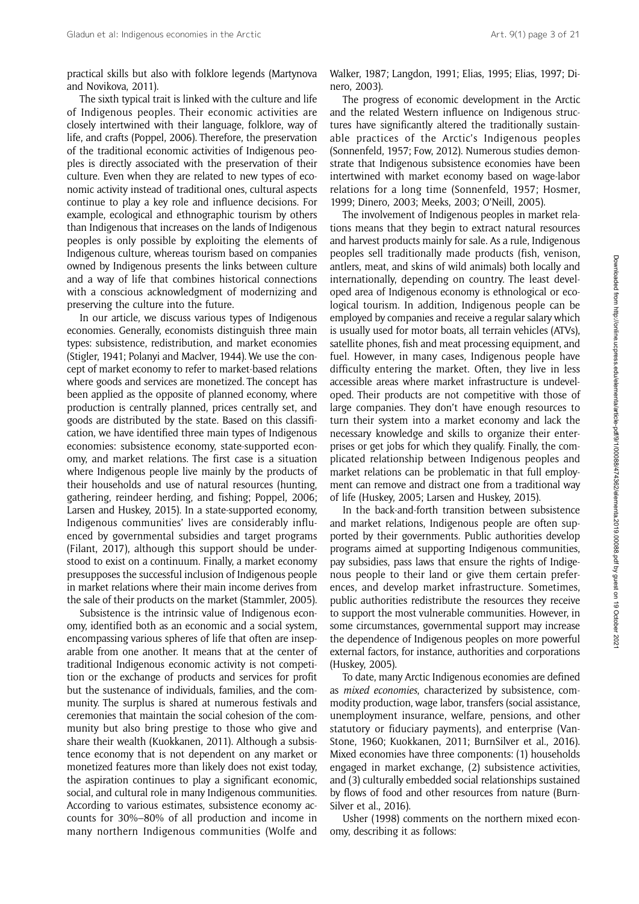practical skills but also with folklore legends (Martynova and Novikova, 2011).

The sixth typical trait is linked with the culture and life of Indigenous peoples. Their economic activities are closely intertwined with their language, folklore, way of life, and crafts (Poppel, 2006). Therefore, the preservation of the traditional economic activities of Indigenous peoples is directly associated with the preservation of their culture. Even when they are related to new types of economic activity instead of traditional ones, cultural aspects continue to play a key role and influence decisions. For example, ecological and ethnographic tourism by others than Indigenous that increases on the lands of Indigenous peoples is only possible by exploiting the elements of Indigenous culture, whereas tourism based on companies owned by Indigenous presents the links between culture and a way of life that combines historical connections with a conscious acknowledgment of modernizing and preserving the culture into the future.

In our article, we discuss various types of Indigenous economies. Generally, economists distinguish three main types: subsistence, redistribution, and market economies (Stigler, 1941; Polanyi and MacIver, 1944). We use the concept of market economy to refer to market-based relations where goods and services are monetized. The concept has been applied as the opposite of planned economy, where production is centrally planned, prices centrally set, and goods are distributed by the state. Based on this classification, we have identified three main types of Indigenous economies: subsistence economy, state-supported economy, and market relations. The first case is a situation where Indigenous people live mainly by the products of their households and use of natural resources (hunting, gathering, reindeer herding, and fishing; Poppel, 2006; Larsen and Huskey, 2015). In a state-supported economy, Indigenous communities' lives are considerably influenced by governmental subsidies and target programs (Filant, 2017), although this support should be understood to exist on a continuum. Finally, a market economy presupposes the successful inclusion of Indigenous people in market relations where their main income derives from the sale of their products on the market (Stammler, 2005).

Subsistence is the intrinsic value of Indigenous economy, identified both as an economic and a social system, encompassing various spheres of life that often are inseparable from one another. It means that at the center of traditional Indigenous economic activity is not competition or the exchange of products and services for profit but the sustenance of individuals, families, and the community. The surplus is shared at numerous festivals and ceremonies that maintain the social cohesion of the community but also bring prestige to those who give and share their wealth (Kuokkanen, 2011). Although a subsistence economy that is not dependent on any market or monetized features more than likely does not exist today, the aspiration continues to play a significant economic, social, and cultural role in many Indigenous communities. According to various estimates, subsistence economy accounts for 30%–80% of all production and income in many northern Indigenous communities (Wolfe and Walker, 1987; Langdon, 1991; Elias, 1995; Elias, 1997; Dinero, 2003).

The progress of economic development in the Arctic and the related Western influence on Indigenous structures have significantly altered the traditionally sustainable practices of the Arctic's Indigenous peoples (Sonnenfeld, 1957; Fow, 2012). Numerous studies demonstrate that Indigenous subsistence economies have been intertwined with market economy based on wage-labor relations for a long time (Sonnenfeld, 1957; Hosmer, 1999; Dinero, 2003; Meeks, 2003; O'Neill, 2005).

The involvement of Indigenous peoples in market relations means that they begin to extract natural resources and harvest products mainly for sale. As a rule, Indigenous peoples sell traditionally made products (fish, venison, antlers, meat, and skins of wild animals) both locally and internationally, depending on country. The least developed area of Indigenous economy is ethnological or ecological tourism. In addition, Indigenous people can be employed by companies and receive a regular salary which is usually used for motor boats, all terrain vehicles (ATVs), satellite phones, fish and meat processing equipment, and fuel. However, in many cases, Indigenous people have difficulty entering the market. Often, they live in less accessible areas where market infrastructure is undeveloped. Their products are not competitive with those of large companies. They don't have enough resources to turn their system into a market economy and lack the necessary knowledge and skills to organize their enterprises or get jobs for which they qualify. Finally, the complicated relationship between Indigenous peoples and market relations can be problematic in that full employment can remove and distract one from a traditional way of life (Huskey, 2005; Larsen and Huskey, 2015).

In the back-and-forth transition between subsistence and market relations, Indigenous people are often supported by their governments. Public authorities develop programs aimed at supporting Indigenous communities, pay subsidies, pass laws that ensure the rights of Indigenous people to their land or give them certain preferences, and develop market infrastructure. Sometimes, public authorities redistribute the resources they receive to support the most vulnerable communities. However, in some circumstances, governmental support may increase the dependence of Indigenous peoples on more powerful external factors, for instance, authorities and corporations (Huskey, 2005).

To date, many Arctic Indigenous economies are defined as *mixed economies*, characterized by subsistence, commodity production, wage labor, transfers (social assistance, unemployment insurance, welfare, pensions, and other statutory or fiduciary payments), and enterprise (VanStone, 1960; Kuokkanen, 2011; BurnSilver et al., 2016). Mixed economies have three components: (1) households engaged in market exchange, (2) subsistence activities, and (3) culturally embedded social relationships sustained by flows of food and other resources from nature (BurnSilver et al., 2016).

Usher (1998) comments on the northern mixed economy, describing it as follows: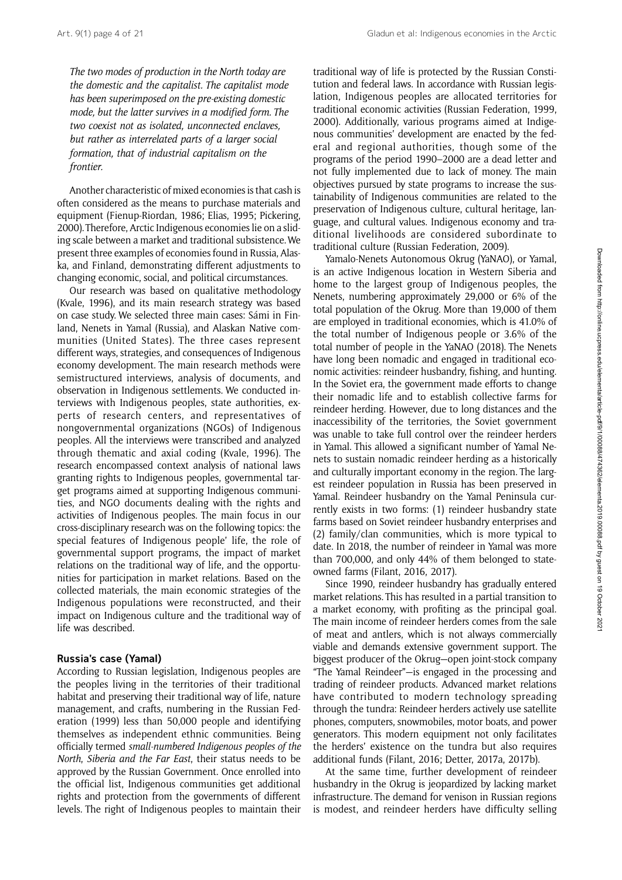*The two modes of production in the North today are the domestic and the capitalist. The capitalist mode has been superimposed on the pre-existing domestic mode, but the latter survives in a modified form. The two coexist not as isolated, unconnected enclaves, but rather as interrelated parts of a larger social formation, that of industrial capitalism on the frontier.*

Another characteristic of mixed economies is that cash is often considered as the means to purchase materials and equipment (Fienup-Riordan, 1986; Elias, 1995; Pickering, 2000). Therefore, Arctic Indigenous economies lie on a sliding scale between a market and traditional subsistence. We present three examples of economies found in Russia, Alaska, and Finland, demonstrating different adjustments to changing economic, social, and political circumstances.

Our research was based on qualitative methodology (Kvale, 1996), and its main research strategy was based on case study. We selected three main cases: Sámi in Finland, Nenets in Yamal (Russia), and Alaskan Native communities (United States). The three cases represent different ways, strategies, and consequences of Indigenous economy development. The main research methods were semistructured interviews, analysis of documents, and observation in Indigenous settlements. We conducted interviews with Indigenous peoples, state authorities, experts of research centers, and representatives of nongovernmental organizations (NGOs) of Indigenous peoples. All the interviews were transcribed and analyzed through thematic and axial coding (Kvale, 1996). The research encompassed context analysis of national laws granting rights to Indigenous peoples, governmental target programs aimed at supporting Indigenous communities, and NGO documents dealing with the rights and activities of Indigenous peoples. The main focus in our cross-disciplinary research was on the following topics: the special features of Indigenous people' life, the role of governmental support programs, the impact of market relations on the traditional way of life, and the opportunities for participation in market relations. Based on the collected materials, the main economic strategies of the Indigenous populations were reconstructed, and their impact on Indigenous culture and the traditional way of life was described.

## Russia's case (Yamal)

According to Russian legislation, Indigenous peoples are the peoples living in the territories of their traditional habitat and preserving their traditional way of life, nature management, and crafts, numbering in the Russian Federation (1999) less than 50,000 people and identifying themselves as independent ethnic communities. Being officially termed *small-numbered Indigenous peoples of the North, Siberia and the Far East*, their status needs to be approved by the Russian Government. Once enrolled into the official list, Indigenous communities get additional rights and protection from the governments of different levels. The right of Indigenous peoples to maintain their traditional way of life is protected by the Russian Constitution and federal laws. In accordance with Russian legislation, Indigenous peoples are allocated territories for traditional economic activities (Russian Federation, 1999, 2000). Additionally, various programs aimed at Indigenous communities' development are enacted by the federal and regional authorities, though some of the programs of the period 1990–2000 are a dead letter and not fully implemented due to lack of money. The main objectives pursued by state programs to increase the sustainability of Indigenous communities are related to the preservation of Indigenous culture, cultural heritage, language, and cultural values. Indigenous economy and traditional livelihoods are considered subordinate to traditional culture (Russian Federation, 2009).

Yamalo-Nenets Autonomous Okrug (YaNAO), or Yamal, is an active Indigenous location in Western Siberia and home to the largest group of Indigenous peoples, the Nenets, numbering approximately 29,000 or 6% of the total population of the Okrug. More than 19,000 of them are employed in traditional economies, which is 41.0% of the total number of Indigenous people or 3.6% of the total number of people in the YaNAO (2018). The Nenets have long been nomadic and engaged in traditional economic activities: reindeer husbandry, fishing, and hunting. In the Soviet era, the government made efforts to change their nomadic life and to establish collective farms for reindeer herding. However, due to long distances and the inaccessibility of the territories, the Soviet government was unable to take full control over the reindeer herders in Yamal. This allowed a significant number of Yamal Nenets to sustain nomadic reindeer herding as a historically and culturally important economy in the region. The largest reindeer population in Russia has been preserved in Yamal. Reindeer husbandry on the Yamal Peninsula currently exists in two forms: (1) reindeer husbandry state farms based on Soviet reindeer husbandry enterprises and (2) family/clan communities, which is more typical to date. In 2018, the number of reindeer in Yamal was more than 700,000, and only 44% of them belonged to state-owned farms (Filant, 2016, 2017).

Since 1990, reindeer husbandry has gradually entered market relations. This has resulted in a partial transition to a market economy, with profiting as the principal goal. The main income of reindeer herders comes from the sale of meat and antlers, which is not always commercially viable and demands extensive government support. The biggest producer of the Okrug—open joint-stock company "The Yamal Reindeer"—is engaged in the processing and trading of reindeer products. Advanced market relations have contributed to modern technology spreading through the tundra: Reindeer herders actively use satellite phones, computers, snowmobiles, motor boats, and power generators. This modern equipment not only facilitates the herders' existence on the tundra but also requires additional funds (Filant, 2016; Detter, 2017a, 2017b).

At the same time, further development of reindeer husbandry in the Okrug is jeopardized by lacking market infrastructure. The demand for venison in Russian regions is modest, and reindeer herders have difficulty selling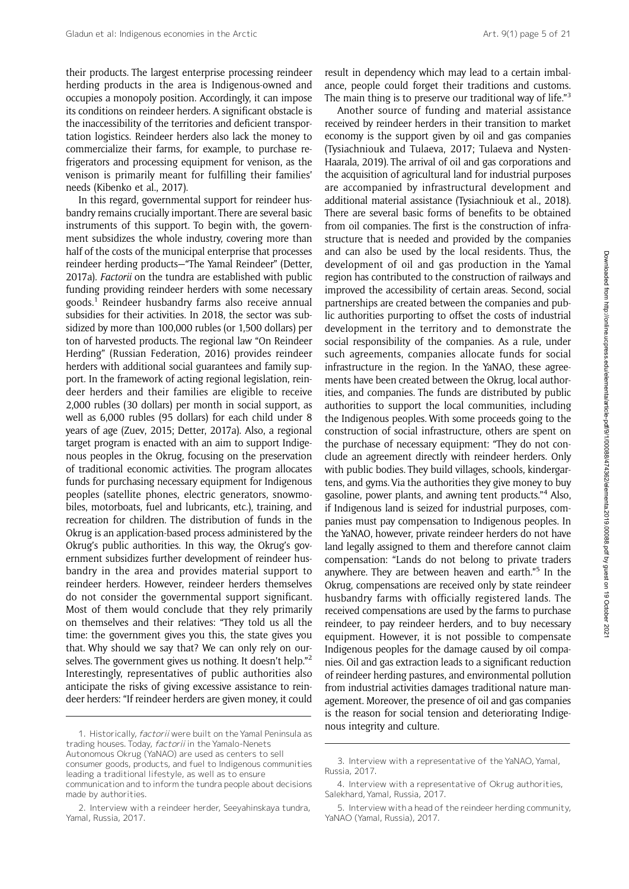their products. The largest enterprise processing reindeer herding products in the area is Indigenous-owned and occupies a monopoly position. Accordingly, it can impose its conditions on reindeer herders. A significant obstacle is the inaccessibility of the territories and deficient transportation logistics. Reindeer herders also lack the money to commercialize their farms, for example, to purchase refrigerators and processing equipment for venison, as the venison is primarily meant for fulfilling their families' needs (Kibenko et al., 2017).

In this regard, governmental support for reindeer husbandry remains crucially important. There are several basic instruments of this support. To begin with, the government subsidizes the whole industry, covering more than half of the costs of the municipal enterprise that processes reindeer herding products—"The Yamal Reindeer" (Detter, 2017a). *Factorii* on the tundra are established with public funding providing reindeer herders with some necessary goods.[1] Reindeer husbandry farms also receive annual subsidies for their activities. In 2018, the sector was subsidized by more than 100,000 rubles (or 1,500 dollars) per ton of harvested products. The regional law "On Reindeer Herding" (Russian Federation, 2016) provides reindeer herders with additional social guarantees and family support. In the framework of acting regional legislation, reindeer herders and their families are eligible to receive 2,000 rubles (30 dollars) per month in social support, as well as 6,000 rubles (95 dollars) for each child under 8 years of age (Zuev, 2015; Detter, 2017a). Also, a regional target program is enacted with an aim to support Indigenous peoples in the Okrug, focusing on the preservation of traditional economic activities. The program allocates funds for purchasing necessary equipment for Indigenous peoples (satellite phones, electric generators, snowmobiles, motorboats, fuel and lubricants, etc.), training, and recreation for children. The distribution of funds in the Okrug is an application-based process administered by the Okrug's public authorities. In this way, the Okrug's government subsidizes further development of reindeer husbandry in the area and provides material support to reindeer herders. However, reindeer herders themselves do not consider the governmental support significant. Most of them would conclude that they rely primarily on themselves and their relatives: "They told us all the time: the government gives you this, the state gives you that. Why should we say that? We can only rely on ourselves. The government gives us nothing. It doesn't help."[2] Interestingly, representatives of public authorities also anticipate the risks of giving excessive assistance to reindeer herders: "If reindeer herders are given money, it could result in dependency which may lead to a certain imbalance, people could forget their traditions and customs. The main thing is to preserve our traditional way of life."[3]

Another source of funding and material assistance received by reindeer herders in their transition to market economy is the support given by oil and gas companies (Tysiachniouk and Tulaeva, 2017; Tulaeva and Nysten-Haarala, 2019). The arrival of oil and gas corporations and the acquisition of agricultural land for industrial purposes are accompanied by infrastructural development and additional material assistance (Tysiachniouk et al., 2018). There are several basic forms of benefits to be obtained from oil companies. The first is the construction of infrastructure that is needed and provided by the companies and can also be used by the local residents. Thus, the development of oil and gas production in the Yamal region has contributed to the construction of railways and improved the accessibility of certain areas. Second, social partnerships are created between the companies and public authorities purporting to offset the costs of industrial development in the territory and to demonstrate the social responsibility of the companies. As a rule, under such agreements, companies allocate funds for social infrastructure in the region. In the YaNAO, these agreements have been created between the Okrug, local authorities, and companies. The funds are distributed by public authorities to support the local communities, including the Indigenous peoples. With some proceeds going to the construction of social infrastructure, others are spent on the purchase of necessary equipment: "They do not conclude an agreement directly with reindeer herders. Only with public bodies. They build villages, schools, kindergartens, and gyms. Via the authorities they give money to buy gasoline, power plants, and awning tent products."[4] Also, if Indigenous land is seized for industrial purposes, companies must pay compensation to Indigenous peoples. In the YaNAO, however, private reindeer herders do not have land legally assigned to them and therefore cannot claim compensation: "Lands do not belong to private traders anywhere. They are between heaven and earth."[5] In the Okrug, compensations are received only by state reindeer husbandry farms with officially registered lands. The received compensations are used by the farms to purchase reindeer, to pay reindeer herders, and to buy necessary equipment. However, it is not possible to compensate Indigenous peoples for the damage caused by oil companies. Oil and gas extraction leads to a significant reduction of reindeer herding pastures, and environmental pollution from industrial activities damages traditional nature management. Moreover, the presence of oil and gas companies is the reason for social tension and deteriorating Indigenous integrity and culture.

---

1. Historically, *factorii* were built on the Yamal Peninsula as trading houses. Today, *factorii* in the Yamalo-Nenets Autonomous Okrug (YaNAO) are used as centers to sell consumer goods, products, and fuel to Indigenous communities leading a traditional lifestyle, as well as to ensure communication and to inform the tundra people about decisions made by authorities.

2. Interview with a reindeer herder, Seeyahinskaya tundra, Yamal, Russia, 2017.

3. Interview with a representative of the YaNAO, Yamal, Russia, 2017.

4. Interview with a representative of Okrug authorities, Salekhard, Yamal, Russia, 2017.

5. Interview with a head of the reindeer herding community, YaNAO (Yamal, Russia), 2017.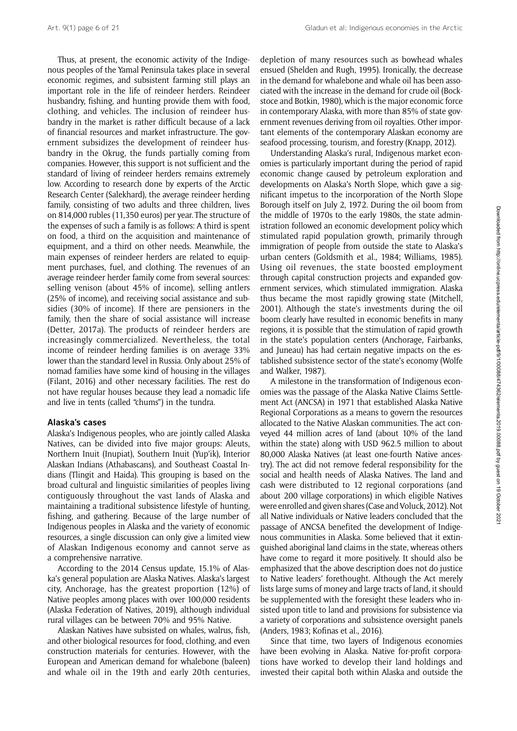Thus, at present, the economic activity of the Indigenous peoples of the Yamal Peninsula takes place in several economic regimes, and subsistent farming still plays an important role in the life of reindeer herders. Reindeer husbandry, fishing, and hunting provide them with food, clothing, and vehicles. The inclusion of reindeer husbandry in the market is rather difficult because of a lack of financial resources and market infrastructure. The government subsidizes the development of reindeer husbandry in the Okrug, the funds partially coming from companies. However, this support is not sufficient and the standard of living of reindeer herders remains extremely low. According to research done by experts of the Arctic Research Center (Salekhard), the average reindeer herding family, consisting of two adults and three children, lives on 814,000 rubles (11,350 euros) per year. The structure of the expenses of such a family is as follows: A third is spent on food, a third on the acquisition and maintenance of equipment, and a third on other needs. Meanwhile, the main expenses of reindeer herders are related to equipment purchases, fuel, and clothing. The revenues of an average reindeer herder family come from several sources: selling venison (about 45% of income), selling antlers (25% of income), and receiving social assistance and subsidies (30% of income). If there are pensioners in the family, then the share of social assistance will increase (Detter, 2017a). The products of reindeer herders are increasingly commercialized. Nevertheless, the total income of reindeer herding families is on average 33% lower than the standard level in Russia. Only about 25% of nomad families have some kind of housing in the villages (Filant, 2016) and other necessary facilities. The rest do not have regular houses because they lead a nomadic life and live in tents (called "chums") in the tundra.

### Alaska's cases

Alaska's Indigenous peoples, who are jointly called Alaska Natives, can be divided into five major groups: Aleuts, Northern Inuit (Inupiat), Southern Inuit (Yup'ik), Interior Alaskan Indians (Athabascans), and Southeast Coastal Indians (Tlingit and Haida). This grouping is based on the broad cultural and linguistic similarities of peoples living contiguously throughout the vast lands of Alaska and maintaining a traditional subsistence lifestyle of hunting, fishing, and gathering. Because of the large number of Indigenous peoples in Alaska and the variety of economic resources, a single discussion can only give a limited view of Alaskan Indigenous economy and cannot serve as a comprehensive narrative.

According to the 2014 Census update, 15.1% of Alaska's general population are Alaska Natives. Alaska's largest city, Anchorage, has the greatest proportion (12%) of Native peoples among places with over 100,000 residents (Alaska Federation of Natives, 2019), although individual rural villages can be between 70% and 95% Native.

Alaskan Natives have subsisted on whales, walrus, fish, and other biological resources for food, clothing, and even construction materials for centuries. However, with the European and American demand for whalebone (baleen) and whale oil in the 19th and early 20th centuries, depletion of many resources such as bowhead whales ensued (Shelden and Rugh, 1995). Ironically, the decrease in the demand for whalebone and whale oil has been associated with the increase in the demand for crude oil (Bockstoce and Botkin, 1980), which is the major economic force in contemporary Alaska, with more than 85% of state government revenues deriving from oil royalties. Other important elements of the contemporary Alaskan economy are seafood processing, tourism, and forestry (Knapp, 2012).

Understanding Alaska's rural, Indigenous market economies is particularly important during the period of rapid economic change caused by petroleum exploration and developments on Alaska's North Slope, which gave a significant impetus to the incorporation of the North Slope Borough itself on July 2, 1972. During the oil boom from the middle of 1970s to the early 1980s, the state administration followed an economic development policy which stimulated rapid population growth, primarily through immigration of people from outside the state to Alaska's urban centers (Goldsmith et al., 1984; Williams, 1985). Using oil revenues, the state boosted employment through capital construction projects and expanded government services, which stimulated immigration. Alaska thus became the most rapidly growing state (Mitchell, 2001). Although the state's investments during the oil boom clearly have resulted in economic benefits in many regions, it is possible that the stimulation of rapid growth in the state's population centers (Anchorage, Fairbanks, and Juneau) has had certain negative impacts on the established subsistence sector of the state's economy (Wolfe and Walker, 1987).

A milestone in the transformation of Indigenous economies was the passage of the Alaska Native Claims Settlement Act (ANCSA) in 1971 that established Alaska Native Regional Corporations as a means to govern the resources allocated to the Native Alaskan communities. The act conveyed 44 million acres of land (about 10% of the land within the state) along with USD 962.5 million to about 80,000 Alaska Natives (at least one-fourth Native ancestry). The act did not remove federal responsibility for the social and health needs of Alaska Natives. The land and cash were distributed to 12 regional corporations (and about 200 village corporations) in which eligible Natives were enrolled and given shares (Case and Voluck, 2012). Not all Native individuals or Native leaders concluded that the passage of ANCSA benefited the development of Indigenous communities in Alaska. Some believed that it extinguished aboriginal land claims in the state, whereas others have come to regard it more positively. It should also be emphasized that the above description does not do justice to Native leaders' forethought. Although the Act merely lists large sums of money and large tracts of land, it should be supplemented with the foresight these leaders who insisted upon title to land and provisions for subsistence via a variety of corporations and subsistence oversight panels (Anders, 1983; Kofinas et al., 2016).

Since that time, two layers of Indigenous economies have been evolving in Alaska. Native for-profit corporations have worked to develop their land holdings and invested their capital both within Alaska and outside the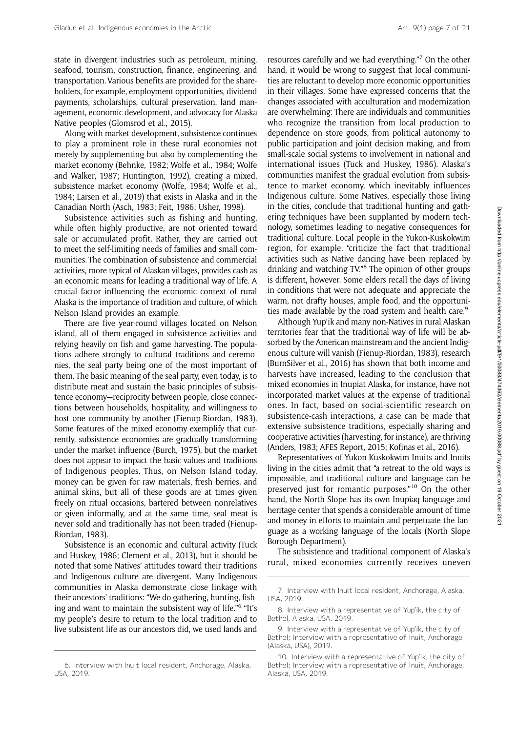state in divergent industries such as petroleum, mining, seafood, tourism, construction, finance, engineering, and transportation. Various benefits are provided for the shareholders, for example, employment opportunities, dividend payments, scholarships, cultural preservation, land management, economic development, and advocacy for Alaska Native peoples (Glomsrod et al., 2015).

Along with market development, subsistence continues to play a prominent role in these rural economies not merely by supplementing but also by complementing the market economy (Behnke, 1982; Wolfe et al., 1984; Wolfe and Walker, 1987; Huntington, 1992), creating a mixed, subsistence market economy (Wolfe, 1984; Wolfe et al., 1984; Larsen et al., 2019) that exists in Alaska and in the Canadian North (Asch, 1983; Feit, 1986; Usher, 1998).

Subsistence activities such as fishing and hunting, while often highly productive, are not oriented toward sale or accumulated profit. Rather, they are carried out to meet the self-limiting needs of families and small communities. The combination of subsistence and commercial activities, more typical of Alaskan villages, provides cash as an economic means for leading a traditional way of life. A crucial factor influencing the economic context of rural Alaska is the importance of tradition and culture, of which Nelson Island provides an example.

There are five year-round villages located on Nelson island, all of them engaged in subsistence activities and relying heavily on fish and game harvesting. The populations adhere strongly to cultural traditions and ceremonies, the seal party being one of the most important of them. The basic meaning of the seal party, even today, is to distribute meat and sustain the basic principles of subsistence economy—reciprocity between people, close connections between households, hospitality, and willingness to host one community by another (Fienup-Riordan, 1983). Some features of the mixed economy exemplify that currently, subsistence economies are gradually transforming under the market influence (Burch, 1975), but the market does not appear to impact the basic values and traditions of Indigenous peoples. Thus, on Nelson Island today, money can be given for raw materials, fresh berries, and animal skins, but all of these goods are at times given freely on ritual occasions, bartered between nonrelatives or given informally, and at the same time, seal meat is never sold and traditionally has not been traded (Fienup-Riordan, 1983).

Subsistence is an economic and cultural activity (Tuck and Huskey, 1986; Clement et al., 2013), but it should be noted that some Natives' attitudes toward their traditions and Indigenous culture are divergent. Many Indigenous communities in Alaska demonstrate close linkage with their ancestors' traditions: "We do gathering, hunting, fishing and want to maintain the subsistent way of life."[6] "It's my people's desire to return to the local tradition and to live subsistent life as our ancestors did, we used lands and resources carefully and we had everything."[7] On the other hand, it would be wrong to suggest that local communities are reluctant to develop more economic opportunities in their villages. Some have expressed concerns that the changes associated with acculturation and modernization are overwhelming: There are individuals and communities who recognize the transition from local production to dependence on store goods, from political autonomy to public participation and joint decision making, and from small-scale social systems to involvement in national and international issues (Tuck and Huskey, 1986). Alaska's communities manifest the gradual evolution from subsistence to market economy, which inevitably influences Indigenous culture. Some Natives, especially those living in the cities, conclude that traditional hunting and gathering techniques have been supplanted by modern technology, sometimes leading to negative consequences for traditional culture. Local people in the Yukon-Kuskokwim region, for example, "criticize the fact that traditional activities such as Native dancing have been replaced by drinking and watching TV."[8] The opinion of other groups is different, however. Some elders recall the days of living in conditions that were not adequate and appreciate the warm, not drafty houses, ample food, and the opportunities made available by the road system and health care.[9]

Although Yup'ik and many non-Natives in rural Alaskan territories fear that the traditional way of life will be absorbed by the American mainstream and the ancient Indigenous culture will vanish (Fienup-Riordan, 1983), research (BurnSilver et al., 2016) has shown that both income and harvests have increased, leading to the conclusion that mixed economies in Inupiat Alaska, for instance, have not incorporated market values at the expense of traditional ones. In fact, based on social-scientific research on subsistence-cash interactions, a case can be made that extensive subsistence traditions, especially sharing and cooperative activities (harvesting, for instance), are thriving (Anders, 1983; AFES Report, 2015; Kofinas et al., 2016).

Representatives of Yukon-Kuskokwim Inuits and Inuits living in the cities admit that "a retreat to the old ways is impossible, and traditional culture and language can be preserved just for romantic purposes."[10] On the other hand, the North Slope has its own Inupiaq language and heritage center that spends a considerable amount of time and money in efforts to maintain and perpetuate the language as a working language of the locals (North Slope Borough Department).

The subsistence and traditional component of Alaska's rural, mixed economies currently receives uneven

---

6. Interview with Inuit local resident, Anchorage, Alaska, USA, 2019.

7. Interview with Inuit local resident, Anchorage, Alaska, USA, 2019.

8. Interview with a representative of Yup'ik, the city of Bethel, Alaska, USA, 2019.

9. Interview with a representative of Yup'ik, the city of Bethel; Interview with a representative of Inuit, Anchorage (Alaska, USA), 2019.

10. Interview with a representative of Yup'ik, the city of Bethel; Interview with a representative of Inuit, Anchorage, Alaska, USA, 2019.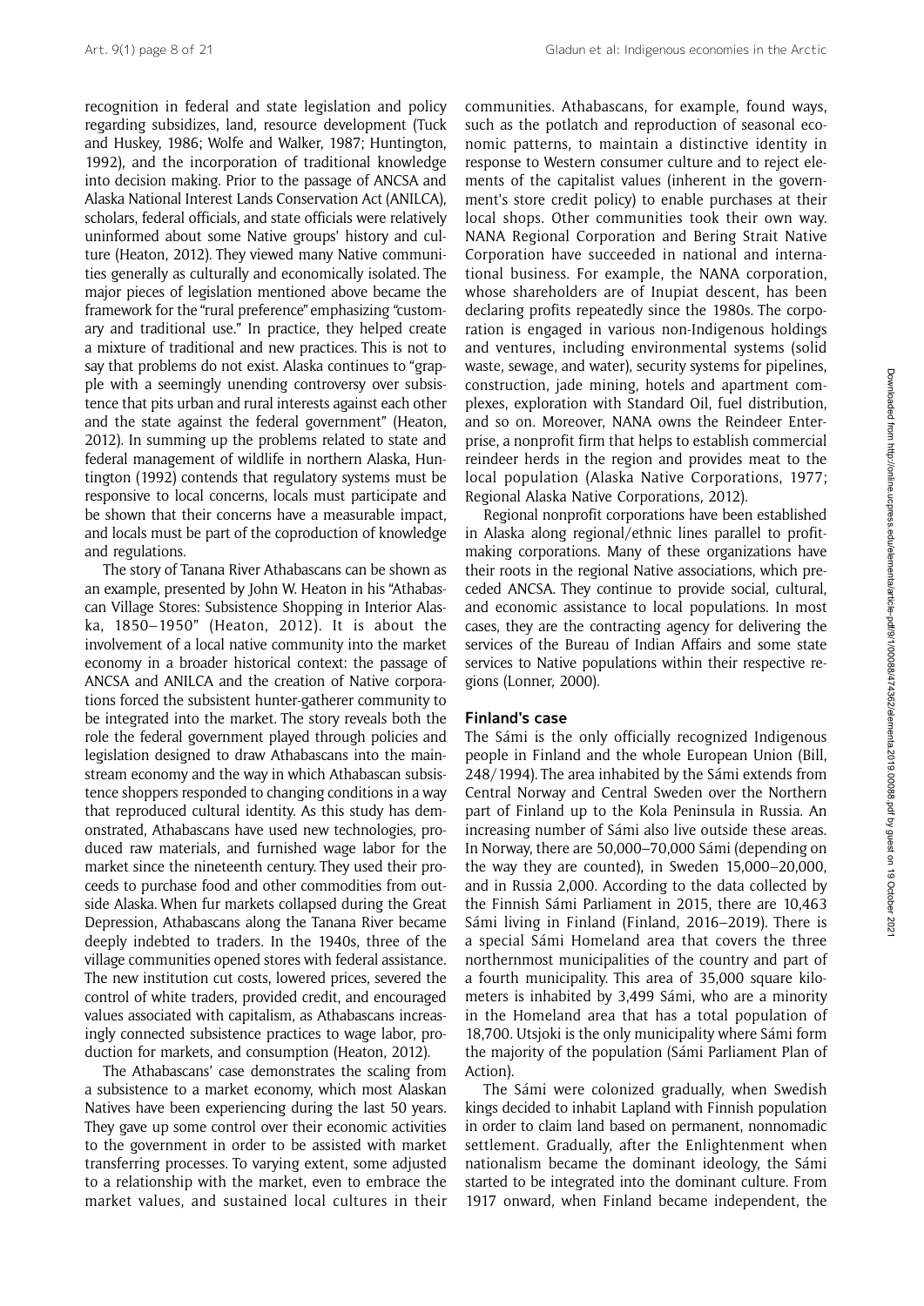recognition in federal and state legislation and policy regarding subsidizes, land, resource development (Tuck and Huskey, 1986; Wolfe and Walker, 1987; Huntington, 1992), and the incorporation of traditional knowledge into decision making. Prior to the passage of ANCSA and Alaska National Interest Lands Conservation Act (ANILCA), scholars, federal officials, and state officials were relatively uninformed about some Native groups' history and culture (Heaton, 2012). They viewed many Native communities generally as culturally and economically isolated. The major pieces of legislation mentioned above became the framework for the "rural preference" emphasizing "customary and traditional use." In practice, they helped create a mixture of traditional and new practices. This is not to say that problems do not exist. Alaska continues to "grapple with a seemingly unending controversy over subsistence that pits urban and rural interests against each other and the state against the federal government" (Heaton, 2012). In summing up the problems related to state and federal management of wildlife in northern Alaska, Huntington (1992) contends that regulatory systems must be responsive to local concerns, locals must participate and be shown that their concerns have a measurable impact, and locals must be part of the coproduction of knowledge and regulations.

The story of Tanana River Athabascans can be shown as an example, presented by John W. Heaton in his "Athabascan Village Stores: Subsistence Shopping in Interior Alaska, 1850–1950" (Heaton, 2012). It is about the involvement of a local native community into the market economy in a broader historical context: the passage of ANCSA and ANILCA and the creation of Native corporations forced the subsistent hunter-gatherer community to be integrated into the market. The story reveals both the role the federal government played through policies and legislation designed to draw Athabascans into the mainstream economy and the way in which Athabascan subsistence shoppers responded to changing conditions in a way that reproduced cultural identity. As this study has demonstrated, Athabascans have used new technologies, produced raw materials, and furnished wage labor for the market since the nineteenth century. They used their proceeds to purchase food and other commodities from outside Alaska. When fur markets collapsed during the Great Depression, Athabascans along the Tanana River became deeply indebted to traders. In the 1940s, three of the village communities opened stores with federal assistance. The new institution cut costs, lowered prices, severed the control of white traders, provided credit, and encouraged values associated with capitalism, as Athabascans increasingly connected subsistence practices to wage labor, production for markets, and consumption (Heaton, 2012).

The Athabascans' case demonstrates the scaling from a subsistence to a market economy, which most Alaskan Natives have been experiencing during the last 50 years. They gave up some control over their economic activities to the government in order to be assisted with market transferring processes. To varying extent, some adjusted to a relationship with the market, even to embrace the market values, and sustained local cultures in their communities. Athabascans, for example, found ways, such as the potlatch and reproduction of seasonal economic patterns, to maintain a distinctive identity in response to Western consumer culture and to reject elements of the capitalist values (inherent in the government's store credit policy) to enable purchases at their local shops. Other communities took their own way. NANA Regional Corporation and Bering Strait Native Corporation have succeeded in national and international business. For example, the NANA corporation, whose shareholders are of Inupiat descent, has been declaring profits repeatedly since the 1980s. The corporation is engaged in various non-Indigenous holdings and ventures, including environmental systems (solid waste, sewage, and water), security systems for pipelines, construction, jade mining, hotels and apartment complexes, exploration with Standard Oil, fuel distribution, and so on. Moreover, NANA owns the Reindeer Enterprise, a nonprofit firm that helps to establish commercial reindeer herds in the region and provides meat to the local population (Alaska Native Corporations, 1977; Regional Alaska Native Corporations, 2012).

Regional nonprofit corporations have been established in Alaska along regional/ethnic lines parallel to profit-making corporations. Many of these organizations have their roots in the regional Native associations, which preceded ANCSA. They continue to provide social, cultural, and economic assistance to local populations. In most cases, they are the contracting agency for delivering the services of the Bureau of Indian Affairs and some state services to Native populations within their respective regions (Lonner, 2000).

### Finland's case

The Sámi is the only officially recognized Indigenous people in Finland and the whole European Union (Bill, 248/1994). The area inhabited by the Sámi extends from Central Norway and Central Sweden over the Northern part of Finland up to the Kola Peninsula in Russia. An increasing number of Sámi also live outside these areas. In Norway, there are 50,000–70,000 Sámi (depending on the way they are counted), in Sweden 15,000–20,000, and in Russia 2,000. According to the data collected by the Finnish Sámi Parliament in 2015, there are 10,463 Sámi living in Finland (Finland, 2016–2019). There is a special Sámi Homeland area that covers the three northernmost municipalities of the country and part of a fourth municipality. This area of 35,000 square kilometers is inhabited by 3,499 Sámi, who are a minority in the Homeland area that has a total population of 18,700. Utsjoki is the only municipality where Sámi form the majority of the population (Sámi Parliament Plan of Action).

The Sámi were colonized gradually, when Swedish kings decided to inhabit Lapland with Finnish population in order to claim land based on permanent, nonnomadic settlement. Gradually, after the Enlightenment when nationalism became the dominant ideology, the Sámi started to be integrated into the dominant culture. From 1917 onward, when Finland became independent, the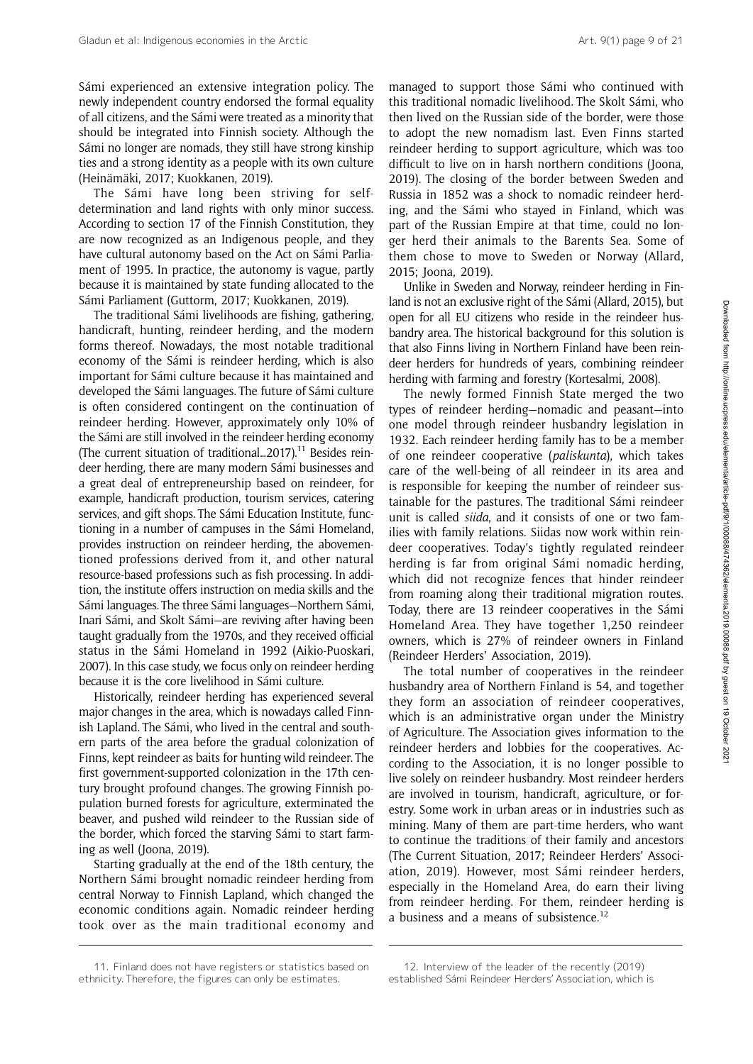Sámi experienced an extensive integration policy. The newly independent country endorsed the formal equality of all citizens, and the Sámi were treated as a minority that should be integrated into Finnish society. Although the Sámi no longer are nomads, they still have strong kinship ties and a strong identity as a people with its own culture (Heinämäki, 2017; Kuokkanen, 2019).

The Sámi have long been striving for self-determination and land rights with only minor success. According to section 17 of the Finnish Constitution, they are now recognized as an Indigenous people, and they have cultural autonomy based on the Act on Sámi Parliament of 1995. In practice, the autonomy is vague, partly because it is maintained by state funding allocated to the Sámi Parliament (Guttorm, 2017; Kuokkanen, 2019).

The traditional Sámi livelihoods are fishing, gathering, handicraft, hunting, reindeer herding, and the modern forms thereof. Nowadays, the most notable traditional economy of the Sámi is reindeer herding, which is also important for Sámi culture because it has maintained and developed the Sámi languages. The future of Sámi culture is often considered contingent on the continuation of reindeer herding. However, approximately only 10% of the Sámi are still involved in the reindeer herding economy (The current situation of traditional…2017).[11] Besides reindeer herding, there are many modern Sámi businesses and a great deal of entrepreneurship based on reindeer, for example, handicraft production, tourism services, catering services, and gift shops. The Sámi Education Institute, functioning in a number of campuses in the Sámi Homeland, provides instruction on reindeer herding, the abovementioned professions derived from it, and other natural resource-based professions such as fish processing. In addition, the institute offers instruction on media skills and the Sámi languages. The three Sámi languages—Northern Sámi, Inari Sámi, and Skolt Sámi—are reviving after having been taught gradually from the 1970s, and they received official status in the Sámi Homeland in 1992 (Aikio-Puoskari, 2007). In this case study, we focus only on reindeer herding because it is the core livelihood in Sámi culture.

Historically, reindeer herding has experienced several major changes in the area, which is nowadays called Finnish Lapland. The Sámi, who lived in the central and southern parts of the area before the gradual colonization of Finns, kept reindeer as baits for hunting wild reindeer. The first government-supported colonization in the 17th century brought profound changes. The growing Finnish population burned forests for agriculture, exterminated the beaver, and pushed wild reindeer to the Russian side of the border, which forced the starving Sámi to start farming as well (Joona, 2019).

Starting gradually at the end of the 18th century, the Northern Sámi brought nomadic reindeer herding from central Norway to Finnish Lapland, which changed the economic conditions again. Nomadic reindeer herding took over as the main traditional economy and managed to support those Sámi who continued with this traditional nomadic livelihood. The Skolt Sámi, who then lived on the Russian side of the border, were those to adopt the new nomadism last. Even Finns started reindeer herding to support agriculture, which was too difficult to live on in harsh northern conditions (Joona, 2019). The closing of the border between Sweden and Russia in 1852 was a shock to nomadic reindeer herding, and the Sámi who stayed in Finland, which was part of the Russian Empire at that time, could no longer herd their animals to the Barents Sea. Some of them chose to move to Sweden or Norway (Allard, 2015; Joona, 2019).

Unlike in Sweden and Norway, reindeer herding in Finland is not an exclusive right of the Sámi (Allard, 2015), but open for all EU citizens who reside in the reindeer husbandry area. The historical background for this solution is that also Finns living in Northern Finland have been reindeer herders for hundreds of years, combining reindeer herding with farming and forestry (Kortesalmi, 2008).

The newly formed Finnish State merged the two types of reindeer herding—nomadic and peasant—into one model through reindeer husbandry legislation in 1932. Each reindeer herding family has to be a member of one reindeer cooperative (*paliskunta*), which takes care of the well-being of all reindeer in its area and is responsible for keeping the number of reindeer sustainable for the pastures. The traditional Sámi reindeer unit is called *siida*, and it consists of one or two families with family relations. Siidas now work within reindeer cooperatives. Today's tightly regulated reindeer herding is far from original Sámi nomadic herding, which did not recognize fences that hinder reindeer from roaming along their traditional migration routes. Today, there are 13 reindeer cooperatives in the Sámi Homeland Area. They have together 1,250 reindeer owners, which is 27% of reindeer owners in Finland (Reindeer Herders' Association, 2019).

The total number of cooperatives in the reindeer husbandry area of Northern Finland is 54, and together they form an association of reindeer cooperatives, which is an administrative organ under the Ministry of Agriculture. The Association gives information to the reindeer herders and lobbies for the cooperatives. According to the Association, it is no longer possible to live solely on reindeer husbandry. Most reindeer herders are involved in tourism, handicraft, agriculture, or forestry. Some work in urban areas or in industries such as mining. Many of them are part-time herders, who want to continue the traditions of their family and ancestors (The Current Situation, 2017; Reindeer Herders' Association, 2019). However, most Sámi reindeer herders, especially in the Homeland Area, do earn their living from reindeer herding. For them, reindeer herding is a business and a means of subsistence.[12]

---

11. Finland does not have registers or statistics based on ethnicity. Therefore, the figures can only be estimates.

12. Interview of the leader of the recently (2019) established Sámi Reindeer Herders' Association, which is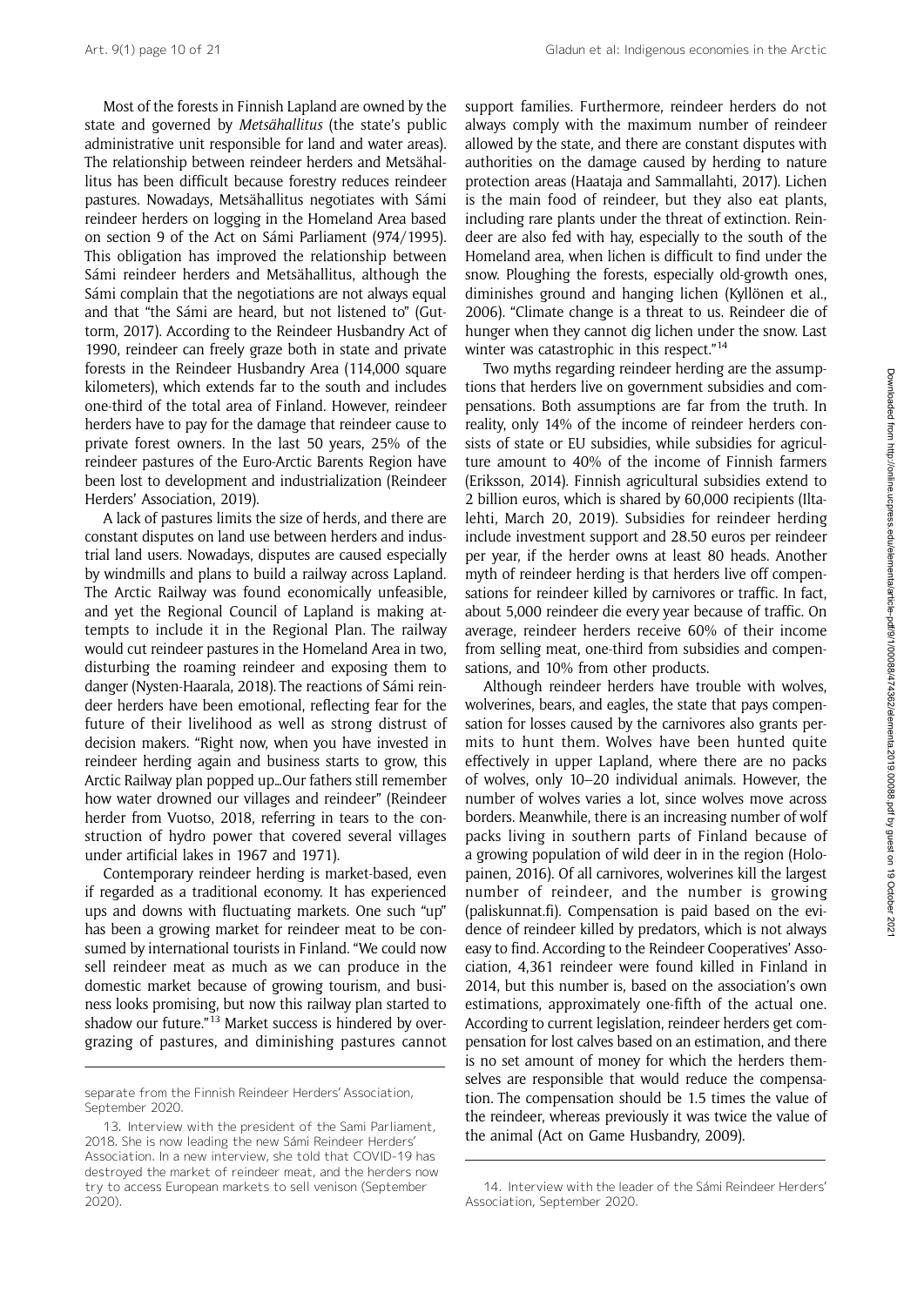Most of the forests in Finnish Lapland are owned by the state and governed by *Metsähallitus* (the state's public administrative unit responsible for land and water areas). The relationship between reindeer herders and Metsähallitus has been difficult because forestry reduces reindeer pastures. Nowadays, Metsähallitus negotiates with Sámi reindeer herders on logging in the Homeland Area based on section 9 of the Act on Sámi Parliament (974/1995). This obligation has improved the relationship between Sámi reindeer herders and Metsähallitus, although the Sámi complain that the negotiations are not always equal and that "the Sámi are heard, but not listened to" (Guttorm, 2017). According to the Reindeer Husbandry Act of 1990, reindeer can freely graze both in state and private forests in the Reindeer Husbandry Area (114,000 square kilometers), which extends far to the south and includes one-third of the total area of Finland. However, reindeer herders have to pay for the damage that reindeer cause to private forest owners. In the last 50 years, 25% of the reindeer pastures of the Euro-Arctic Barents Region have been lost to development and industrialization (Reindeer Herders' Association, 2019).

A lack of pastures limits the size of herds, and there are constant disputes on land use between herders and industrial land users. Nowadays, disputes are caused especially by windmills and plans to build a railway across Lapland. The Arctic Railway was found economically unfeasible, and yet the Regional Council of Lapland is making attempts to include it in the Regional Plan. The railway would cut reindeer pastures in the Homeland Area in two, disturbing the roaming reindeer and exposing them to danger (Nysten-Haarala, 2018). The reactions of Sámi reindeer herders have been emotional, reflecting fear for the future of their livelihood as well as strong distrust of decision makers. "Right now, when you have invested in reindeer herding again and business starts to grow, this Arctic Railway plan popped up…Our fathers still remember how water drowned our villages and reindeer" (Reindeer herder from Vuotso, 2018, referring in tears to the construction of hydro power that covered several villages under artificial lakes in 1967 and 1971).

Contemporary reindeer herding is market-based, even if regarded as a traditional economy. It has experienced ups and downs with fluctuating markets. One such "up" has been a growing market for reindeer meat to be consumed by international tourists in Finland. "We could now sell reindeer meat as much as we can produce in the domestic market because of growing tourism, and business looks promising, but now this railway plan started to shadow our future."[13] Market success is hindered by overgrazing of pastures, and diminishing pastures cannot support families. Furthermore, reindeer herders do not always comply with the maximum number of reindeer allowed by the state, and there are constant disputes with authorities on the damage caused by herding to nature protection areas (Haataja and Sammallahti, 2017). Lichen is the main food of reindeer, but they also eat plants, including rare plants under the threat of extinction. Reindeer are also fed with hay, especially to the south of the Homeland area, when lichen is difficult to find under the snow. Ploughing the forests, especially old-growth ones, diminishes ground and hanging lichen (Kyllönen et al., 2006). "Climate change is a threat to us. Reindeer die of hunger when they cannot dig lichen under the snow. Last winter was catastrophic in this respect."[14]

Two myths regarding reindeer herding are the assumptions that herders live on government subsidies and compensations. Both assumptions are far from the truth. In reality, only 14% of the income of reindeer herders consists of state or EU subsidies, while subsidies for agriculture amount to 40% of the income of Finnish farmers (Eriksson, 2014). Finnish agricultural subsidies extend to 2 billion euros, which is shared by 60,000 recipients (Iltalehti, March 20, 2019). Subsidies for reindeer herding include investment support and 28.50 euros per reindeer per year, if the herder owns at least 80 heads. Another myth of reindeer herding is that herders live off compensations for reindeer killed by carnivores or traffic. In fact, about 5,000 reindeer die every year because of traffic. On average, reindeer herders receive 60% of their income from selling meat, one-third from subsidies and compensations, and 10% from other products.

Although reindeer herders have trouble with wolves, wolverines, bears, and eagles, the state that pays compensation for losses caused by the carnivores also grants permits to hunt them. Wolves have been hunted quite effectively in upper Lapland, where there are no packs of wolves, only 10–20 individual animals. However, the number of wolves varies a lot, since wolves move across borders. Meanwhile, there is an increasing number of wolf packs living in southern parts of Finland because of a growing population of wild deer in in the region (Holopainen, 2016). Of all carnivores, wolverines kill the largest number of reindeer, and the number is growing (paliskunnat.fi). Compensation is paid based on the evidence of reindeer killed by predators, which is not always easy to find. According to the Reindeer Cooperatives' Association, 4,361 reindeer were found killed in Finland in 2014, but this number is, based on the association's own estimations, approximately one-fifth of the actual one. According to current legislation, reindeer herders get compensation for lost calves based on an estimation, and there is no set amount of money for which the herders themselves are responsible that would reduce the compensation. The compensation should be 1.5 times the value of the reindeer, whereas previously it was twice the value of the animal (Act on Game Husbandry, 2009).

---

separate from the Finnish Reindeer Herders' Association, September 2020.

13. Interview with the president of the Sami Parliament, 2018. She is now leading the new Sámi Reindeer Herders' Association. In a new interview, she told that COVID-19 has destroyed the market of reindeer meat, and the herders now try to access European markets to sell venison (September 2020).

14. Interview with the leader of the Sámi Reindeer Herders' Association, September 2020.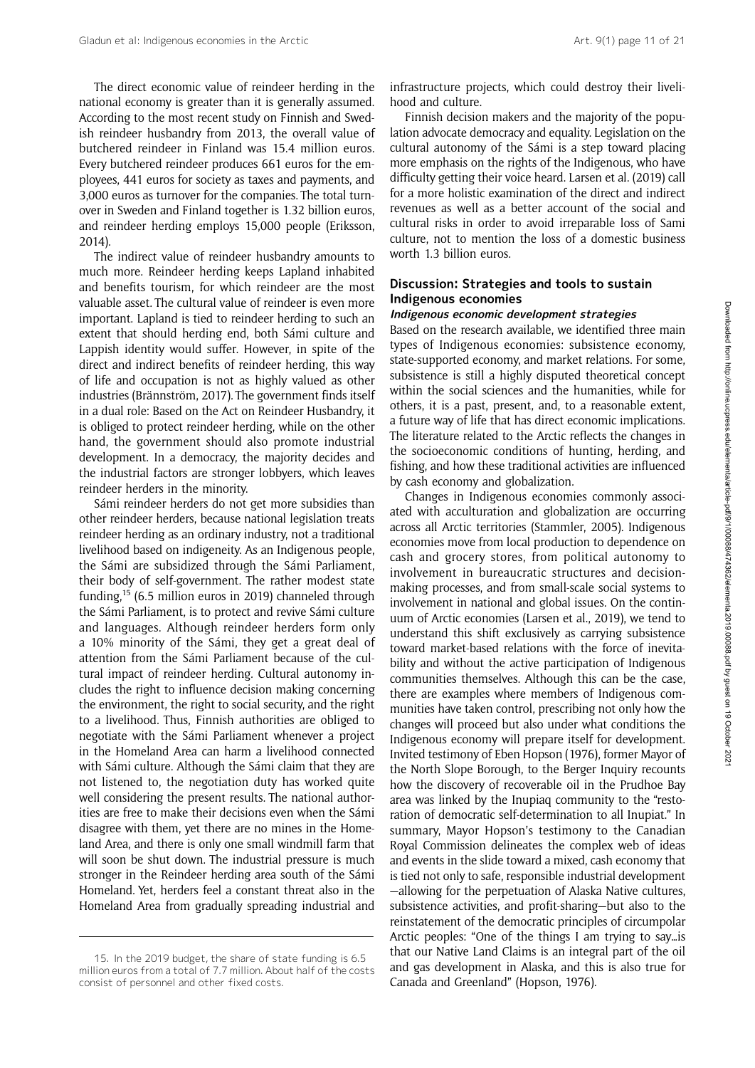The direct economic value of reindeer herding in the national economy is greater than it is generally assumed. According to the most recent study on Finnish and Swedish reindeer husbandry from 2013, the overall value of butchered reindeer in Finland was 15.4 million euros. Every butchered reindeer produces 661 euros for the employees, 441 euros for society as taxes and payments, and 3,000 euros as turnover for the companies. The total turnover in Sweden and Finland together is 1.32 billion euros, and reindeer herding employs 15,000 people (Eriksson, 2014).

The indirect value of reindeer husbandry amounts to much more. Reindeer herding keeps Lapland inhabited and benefits tourism, for which reindeer are the most valuable asset. The cultural value of reindeer is even more important. Lapland is tied to reindeer herding to such an extent that should herding end, both Sámi culture and Lappish identity would suffer. However, in spite of the direct and indirect benefits of reindeer herding, this way of life and occupation is not as highly valued as other industries (Brännström, 2017). The government finds itself in a dual role: Based on the Act on Reindeer Husbandry, it is obliged to protect reindeer herding, while on the other hand, the government should also promote industrial development. In a democracy, the majority decides and the industrial factors are stronger lobbyers, which leaves reindeer herders in the minority.

Sámi reindeer herders do not get more subsidies than other reindeer herders, because national legislation treats reindeer herding as an ordinary industry, not a traditional livelihood based on indigeneity. As an Indigenous people, the Sámi are subsidized through the Sámi Parliament, their body of self-government. The rather modest state funding,[15] (6.5 million euros in 2019) channeled through the Sámi Parliament, is to protect and revive Sámi culture and languages. Although reindeer herders form only a 10% minority of the Sámi, they get a great deal of attention from the Sámi Parliament because of the cultural impact of reindeer herding. Cultural autonomy includes the right to influence decision making concerning the environment, the right to social security, and the right to a livelihood. Thus, Finnish authorities are obliged to negotiate with the Sámi Parliament whenever a project in the Homeland Area can harm a livelihood connected with Sámi culture. Although the Sámi claim that they are not listened to, the negotiation duty has worked quite well considering the present results. The national authorities are free to make their decisions even when the Sámi disagree with them, yet there are no mines in the Homeland Area, and there is only one small windmill farm that will soon be shut down. The industrial pressure is much stronger in the Reindeer herding area south of the Sámi Homeland. Yet, herders feel a constant threat also in the Homeland Area from gradually spreading industrial and infrastructure projects, which could destroy their livelihood and culture.

Finnish decision makers and the majority of the population advocate democracy and equality. Legislation on the cultural autonomy of the Sámi is a step toward placing more emphasis on the rights of the Indigenous, who have difficulty getting their voice heard. Larsen et al. (2019) call for a more holistic examination of the direct and indirect revenues as well as a better account of the social and cultural risks in order to avoid irreparable loss of Sami culture, not to mention the loss of a domestic business worth 1.3 billion euros.

## Discussion: Strategies and tools to sustain Indigenous economies

### *Indigenous economic development strategies*

Based on the research available, we identified three main types of Indigenous economies: subsistence economy, state-supported economy, and market relations. For some, subsistence is still a highly disputed theoretical concept within the social sciences and the humanities, while for others, it is a past, present, and, to a reasonable extent, a future way of life that has direct economic implications. The literature related to the Arctic reflects the changes in the socioeconomic conditions of hunting, herding, and fishing, and how these traditional activities are influenced by cash economy and globalization.

Changes in Indigenous economies commonly associated with acculturation and globalization are occurring across all Arctic territories (Stammler, 2005). Indigenous economies move from local production to dependence on cash and grocery stores, from political autonomy to involvement in bureaucratic structures and decision-making processes, and from small-scale social systems to involvement in national and global issues. On the continuum of Arctic economies (Larsen et al., 2019), we tend to understand this shift exclusively as carrying subsistence toward market-based relations with the force of inevitability and without the active participation of Indigenous communities themselves. Although this can be the case, there are examples where members of Indigenous communities have taken control, prescribing not only how the changes will proceed but also under what conditions the Indigenous economy will prepare itself for development. Invited testimony of Eben Hopson (1976), former Mayor of the North Slope Borough, to the Berger Inquiry recounts how the discovery of recoverable oil in the Prudhoe Bay area was linked by the Inupiaq community to the "restoration of democratic self-determination to all Inupiat." In summary, Mayor Hopson's testimony to the Canadian Royal Commission delineates the complex web of ideas and events in the slide toward a mixed, cash economy that is tied not only to safe, responsible industrial development—allowing for the perpetuation of Alaska Native cultures, subsistence activities, and profit-sharing—but also to the reinstatement of the democratic principles of circumpolar Arctic peoples: "One of the things I am trying to say…is that our Native Land Claims is an integral part of the oil and gas development in Alaska, and this is also true for Canada and Greenland" (Hopson, 1976).

15. In the 2019 budget, the share of state funding is 6.5 million euros from a total of 7.7 million. About half of the costs consist of personnel and other fixed costs.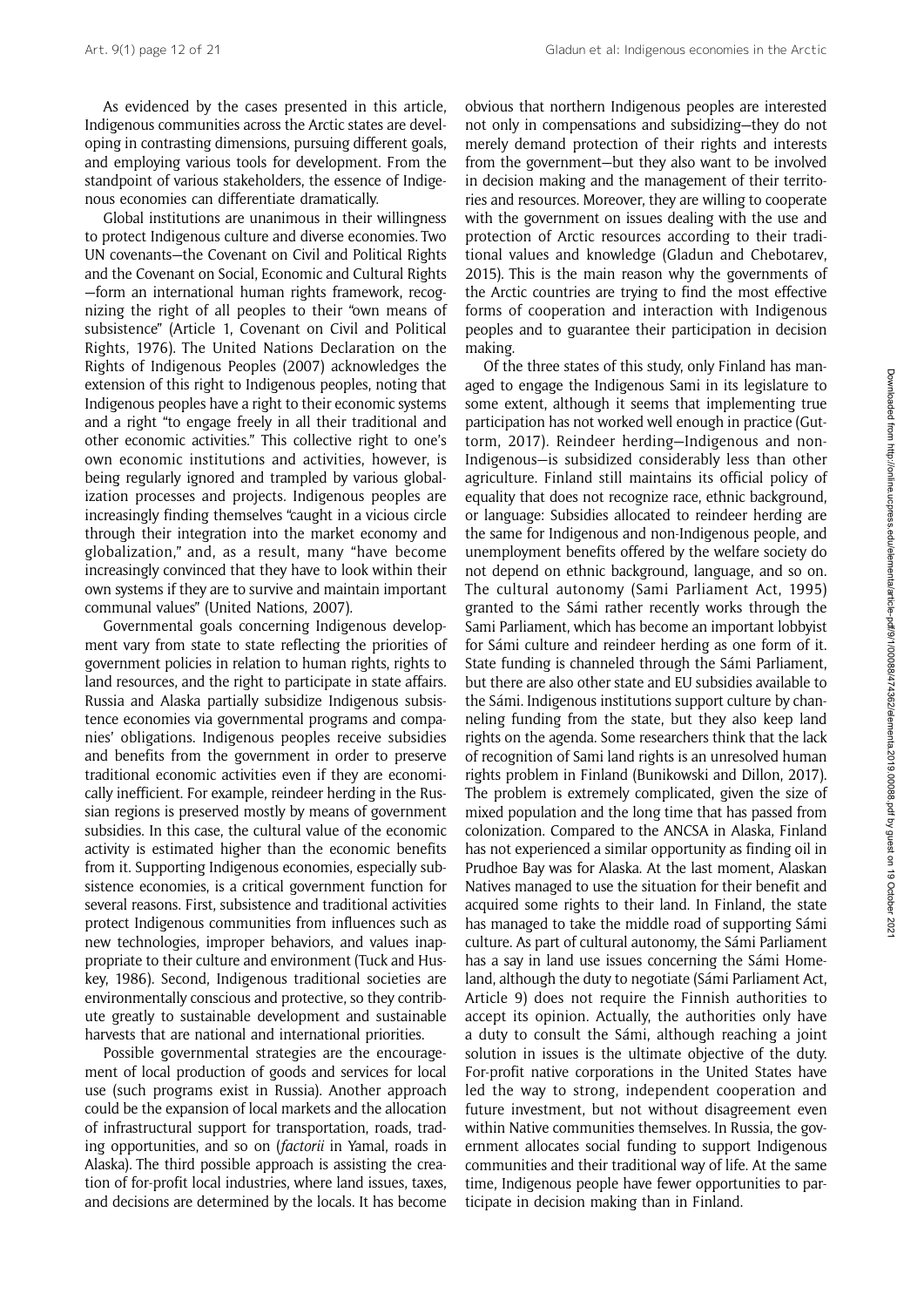As evidenced by the cases presented in this article, Indigenous communities across the Arctic states are developing in contrasting dimensions, pursuing different goals, and employing various tools for development. From the standpoint of various stakeholders, the essence of Indigenous economies can differentiate dramatically.

Global institutions are unanimous in their willingness to protect Indigenous culture and diverse economies. Two UN covenants—the Covenant on Civil and Political Rights and the Covenant on Social, Economic and Cultural Rights—form an international human rights framework, recognizing the right of all peoples to their "own means of subsistence" (Article 1, Covenant on Civil and Political Rights, 1976). The United Nations Declaration on the Rights of Indigenous Peoples (2007) acknowledges the extension of this right to Indigenous peoples, noting that Indigenous peoples have a right to their economic systems and a right "to engage freely in all their traditional and other economic activities." This collective right to one's own economic institutions and activities, however, is being regularly ignored and trampled by various globalization processes and projects. Indigenous peoples are increasingly finding themselves "caught in a vicious circle through their integration into the market economy and globalization," and, as a result, many "have become increasingly convinced that they have to look within their own systems if they are to survive and maintain important communal values" (United Nations, 2007).

Governmental goals concerning Indigenous development vary from state to state reflecting the priorities of government policies in relation to human rights, rights to land resources, and the right to participate in state affairs. Russia and Alaska partially subsidize Indigenous subsistence economies via governmental programs and companies' obligations. Indigenous peoples receive subsidies and benefits from the government in order to preserve traditional economic activities even if they are economically inefficient. For example, reindeer herding in the Russian regions is preserved mostly by means of government subsidies. In this case, the cultural value of the economic activity is estimated higher than the economic benefits from it. Supporting Indigenous economies, especially subsistence economies, is a critical government function for several reasons. First, subsistence and traditional activities protect Indigenous communities from influences such as new technologies, improper behaviors, and values inappropriate to their culture and environment (Tuck and Huskey, 1986). Second, Indigenous traditional societies are environmentally conscious and protective, so they contribute greatly to sustainable development and sustainable harvests that are national and international priorities.

Possible governmental strategies are the encouragement of local production of goods and services for local use (such programs exist in Russia). Another approach could be the expansion of local markets and the allocation of infrastructural support for transportation, roads, trading opportunities, and so on (*factorii* in Yamal, roads in Alaska). The third possible approach is assisting the creation of for-profit local industries, where land issues, taxes, and decisions are determined by the locals. It has become obvious that northern Indigenous peoples are interested not only in compensations and subsidizing—they do not merely demand protection of their rights and interests from the government—but they also want to be involved in decision making and the management of their territories and resources. Moreover, they are willing to cooperate with the government on issues dealing with the use and protection of Arctic resources according to their traditional values and knowledge (Gladun and Chebotarev, 2015). This is the main reason why the governments of the Arctic countries are trying to find the most effective forms of cooperation and interaction with Indigenous peoples and to guarantee their participation in decision making.

Of the three states of this study, only Finland has managed to engage the Indigenous Sami in its legislature to some extent, although it seems that implementing true participation has not worked well enough in practice (Guttorm, 2017). Reindeer herding—Indigenous and non-Indigenous—is subsidized considerably less than other agriculture. Finland still maintains its official policy of equality that does not recognize race, ethnic background, or language: Subsidies allocated to reindeer herding are the same for Indigenous and non-Indigenous people, and unemployment benefits offered by the welfare society do not depend on ethnic background, language, and so on. The cultural autonomy (Sami Parliament Act, 1995) granted to the Sámi rather recently works through the Sami Parliament, which has become an important lobbyist for Sámi culture and reindeer herding as one form of it. State funding is channeled through the Sámi Parliament, but there are also other state and EU subsidies available to the Sámi. Indigenous institutions support culture by channeling funding from the state, but they also keep land rights on the agenda. Some researchers think that the lack of recognition of Sami land rights is an unresolved human rights problem in Finland (Bunikowski and Dillon, 2017). The problem is extremely complicated, given the size of mixed population and the long time that has passed from colonization. Compared to the ANCSA in Alaska, Finland has not experienced a similar opportunity as finding oil in Prudhoe Bay was for Alaska. At the last moment, Alaskan Natives managed to use the situation for their benefit and acquired some rights to their land. In Finland, the state has managed to take the middle road of supporting Sámi culture. As part of cultural autonomy, the Sámi Parliament has a say in land use issues concerning the Sámi Homeland, although the duty to negotiate (Sámi Parliament Act, Article 9) does not require the Finnish authorities to accept its opinion. Actually, the authorities only have a duty to consult the Sámi, although reaching a joint solution in issues is the ultimate objective of the duty. For-profit native corporations in the United States have led the way to strong, independent cooperation and future investment, but not without disagreement even within Native communities themselves. In Russia, the government allocates social funding to support Indigenous communities and their traditional way of life. At the same time, Indigenous people have fewer opportunities to participate in decision making than in Finland.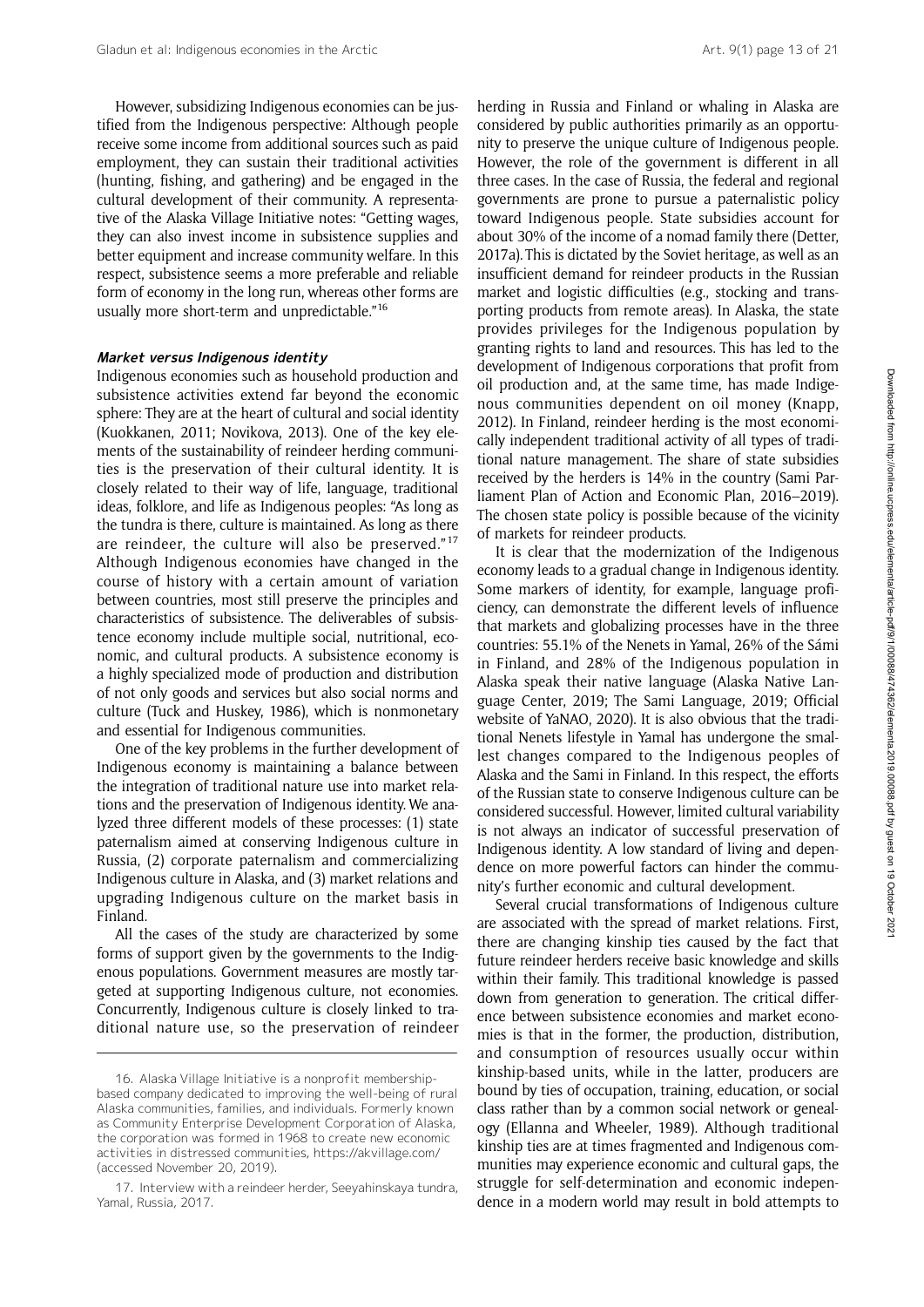However, subsidizing Indigenous economies can be justified from the Indigenous perspective: Although people receive some income from additional sources such as paid employment, they can sustain their traditional activities (hunting, fishing, and gathering) and be engaged in the cultural development of their community. A representative of the Alaska Village Initiative notes: "Getting wages, they can also invest income in subsistence supplies and better equipment and increase community welfare. In this respect, subsistence seems a more preferable and reliable form of economy in the long run, whereas other forms are usually more short-term and unpredictable."[16]

#### *Market versus Indigenous identity*

Indigenous economies such as household production and subsistence activities extend far beyond the economic sphere: They are at the heart of cultural and social identity (Kuokkanen, 2011; Novikova, 2013). One of the key elements of the sustainability of reindeer herding communities is the preservation of their cultural identity. It is closely related to their way of life, language, traditional ideas, folklore, and life as Indigenous peoples: "As long as the tundra is there, culture is maintained. As long as there are reindeer, the culture will also be preserved."[17] Although Indigenous economies have changed in the course of history with a certain amount of variation between countries, most still preserve the principles and characteristics of subsistence. The deliverables of subsistence economy include multiple social, nutritional, economic, and cultural products. A subsistence economy is a highly specialized mode of production and distribution of not only goods and services but also social norms and culture (Tuck and Huskey, 1986), which is nonmonetary and essential for Indigenous communities.

One of the key problems in the further development of Indigenous economy is maintaining a balance between the integration of traditional nature use into market relations and the preservation of Indigenous identity. We analyzed three different models of these processes: (1) state paternalism aimed at conserving Indigenous culture in Russia, (2) corporate paternalism and commercializing Indigenous culture in Alaska, and (3) market relations and upgrading Indigenous culture on the market basis in Finland.

All the cases of the study are characterized by some forms of support given by the governments to the Indigenous populations. Government measures are mostly targeted at supporting Indigenous culture, not economies. Concurrently, Indigenous culture is closely linked to traditional nature use, so the preservation of reindeer herding in Russia and Finland or whaling in Alaska are considered by public authorities primarily as an opportunity to preserve the unique culture of Indigenous people. However, the role of the government is different in all three cases. In the case of Russia, the federal and regional governments are prone to pursue a paternalistic policy toward Indigenous people. State subsidies account for about 30% of the income of a nomad family there (Detter, 2017a). This is dictated by the Soviet heritage, as well as an insufficient demand for reindeer products in the Russian market and logistic difficulties (e.g., stocking and transporting products from remote areas). In Alaska, the state provides privileges for the Indigenous population by granting rights to land and resources. This has led to the development of Indigenous corporations that profit from oil production and, at the same time, has made Indigenous communities dependent on oil money (Knapp, 2012). In Finland, reindeer herding is the most economically independent traditional activity of all types of traditional nature management. The share of state subsidies received by the herders is 14% in the country (Sami Parliament Plan of Action and Economic Plan, 2016–2019). The chosen state policy is possible because of the vicinity of markets for reindeer products.

It is clear that the modernization of the Indigenous economy leads to a gradual change in Indigenous identity. Some markers of identity, for example, language proficiency, can demonstrate the different levels of influence that markets and globalizing processes have in the three countries: 55.1% of the Nenets in Yamal, 26% of the Sámi in Finland, and 28% of the Indigenous population in Alaska speak their native language (Alaska Native Language Center, 2019; The Sami Language, 2019; Official website of YaNAO, 2020). It is also obvious that the traditional Nenets lifestyle in Yamal has undergone the smallest changes compared to the Indigenous peoples of Alaska and the Sami in Finland. In this respect, the efforts of the Russian state to conserve Indigenous culture can be considered successful. However, limited cultural variability is not always an indicator of successful preservation of Indigenous identity. A low standard of living and dependence on more powerful factors can hinder the community's further economic and cultural development.

Several crucial transformations of Indigenous culture are associated with the spread of market relations. First, there are changing kinship ties caused by the fact that future reindeer herders receive basic knowledge and skills within their family. This traditional knowledge is passed down from generation to generation. The critical difference between subsistence economies and market economies is that in the former, the production, distribution, and consumption of resources usually occur within kinship-based units, while in the latter, producers are bound by ties of occupation, training, education, or social class rather than by a common social network or genealogy (Ellanna and Wheeler, 1989). Although traditional kinship ties are at times fragmented and Indigenous communities may experience economic and cultural gaps, the struggle for self-determination and economic independence in a modern world may result in bold attempts to

16. Alaska Village Initiative is a nonprofit membership-based company dedicated to improving the well-being of rural Alaska communities, families, and individuals. Formerly known as Community Enterprise Development Corporation of Alaska, the corporation was formed in 1968 to create new economic activities in distressed communities, https://akvillage.com/ (accessed November 20, 2019).

17. Interview with a reindeer herder, Seeyahinskaya tundra, Yamal, Russia, 2017.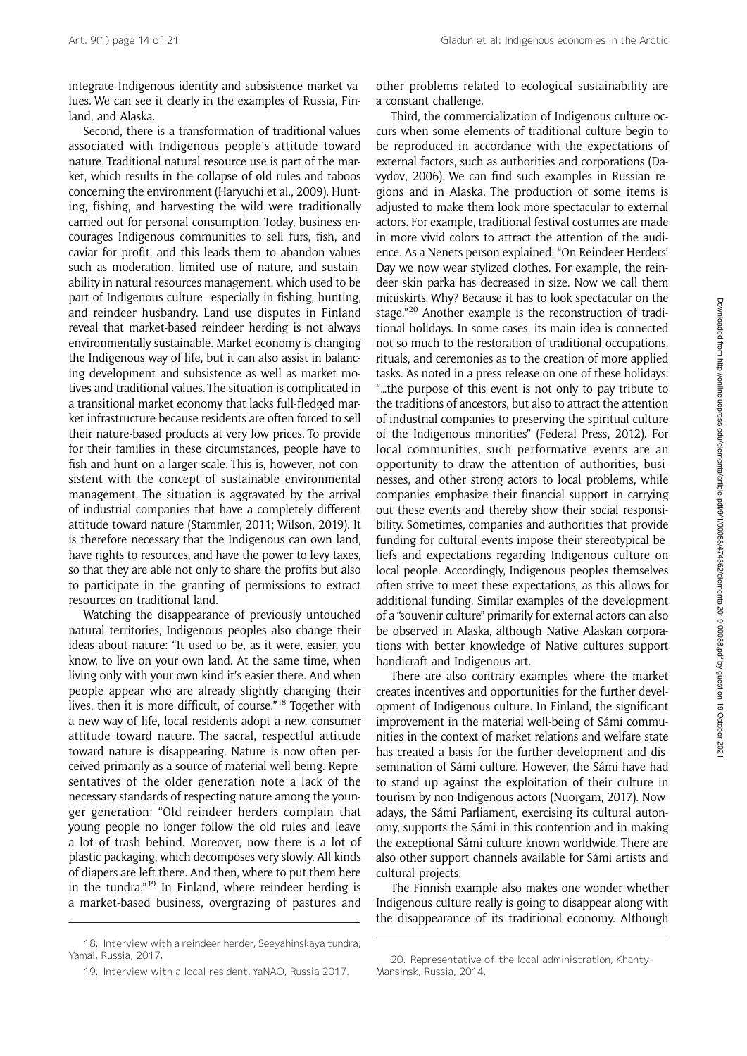integrate Indigenous identity and subsistence market values. We can see it clearly in the examples of Russia, Finland, and Alaska.

Second, there is a transformation of traditional values associated with Indigenous people's attitude toward nature. Traditional natural resource use is part of the market, which results in the collapse of old rules and taboos concerning the environment (Haryuchi et al., 2009). Hunting, fishing, and harvesting the wild were traditionally carried out for personal consumption. Today, business encourages Indigenous communities to sell furs, fish, and caviar for profit, and this leads them to abandon values such as moderation, limited use of nature, and sustainability in natural resources management, which used to be part of Indigenous culture—especially in fishing, hunting, and reindeer husbandry. Land use disputes in Finland reveal that market-based reindeer herding is not always environmentally sustainable. Market economy is changing the Indigenous way of life, but it can also assist in balancing development and subsistence as well as market motives and traditional values. The situation is complicated in a transitional market economy that lacks full-fledged market infrastructure because residents are often forced to sell their nature-based products at very low prices. To provide for their families in these circumstances, people have to fish and hunt on a larger scale. This is, however, not consistent with the concept of sustainable environmental management. The situation is aggravated by the arrival of industrial companies that have a completely different attitude toward nature (Stammler, 2011; Wilson, 2019). It is therefore necessary that the Indigenous can own land, have rights to resources, and have the power to levy taxes, so that they are able not only to share the profits but also to participate in the granting of permissions to extract resources on traditional land.

Watching the disappearance of previously untouched natural territories, Indigenous peoples also change their ideas about nature: "It used to be, as it were, easier, you know, to live on your own land. At the same time, when living only with your own kind it's easier there. And when people appear who are already slightly changing their lives, then it is more difficult, of course."[18] Together with a new way of life, local residents adopt a new, consumer attitude toward nature. The sacral, respectful attitude toward nature is disappearing. Nature is now often perceived primarily as a source of material well-being. Representatives of the older generation note a lack of the necessary standards of respecting nature among the younger generation: "Old reindeer herders complain that young people no longer follow the old rules and leave a lot of trash behind. Moreover, now there is a lot of plastic packaging, which decomposes very slowly. All kinds of diapers are left there. And then, where to put them here in the tundra."[19] In Finland, where reindeer herding is a market-based business, overgrazing of pastures and other problems related to ecological sustainability are a constant challenge.

Third, the commercialization of Indigenous culture occurs when some elements of traditional culture begin to be reproduced in accordance with the expectations of external factors, such as authorities and corporations (Davydov, 2006). We can find such examples in Russian regions and in Alaska. The production of some items is adjusted to make them look more spectacular to external actors. For example, traditional festival costumes are made in more vivid colors to attract the attention of the audience. As a Nenets person explained: "On Reindeer Herders' Day we now wear stylized clothes. For example, the reindeer skin parka has decreased in size. Now we call them miniskirts. Why? Because it has to look spectacular on the stage."[20] Another example is the reconstruction of traditional holidays. In some cases, its main idea is connected not so much to the restoration of traditional occupations, rituals, and ceremonies as to the creation of more applied tasks. As noted in a press release on one of these holidays: "...the purpose of this event is not only to pay tribute to the traditions of ancestors, but also to attract the attention of industrial companies to preserving the spiritual culture of the Indigenous minorities" (Federal Press, 2012). For local communities, such performative events are an opportunity to draw the attention of authorities, businesses, and other strong actors to local problems, while companies emphasize their financial support in carrying out these events and thereby show their social responsibility. Sometimes, companies and authorities that provide funding for cultural events impose their stereotypical beliefs and expectations regarding Indigenous culture on local people. Accordingly, Indigenous peoples themselves often strive to meet these expectations, as this allows for additional funding. Similar examples of the development of a "souvenir culture" primarily for external actors can also be observed in Alaska, although Native Alaskan corporations with better knowledge of Native cultures support handicraft and Indigenous art.

There are also contrary examples where the market creates incentives and opportunities for the further development of Indigenous culture. In Finland, the significant improvement in the material well-being of Sámi communities in the context of market relations and welfare state has created a basis for the further development and dissemination of Sámi culture. However, the Sámi have had to stand up against the exploitation of their culture in tourism by non-Indigenous actors (Nuorgam, 2017). Nowadays, the Sámi Parliament, exercising its cultural autonomy, supports the Sámi in this contention and in making the exceptional Sámi culture known worldwide. There are also other support channels available for Sámi artists and cultural projects.

The Finnish example also makes one wonder whether Indigenous culture really is going to disappear along with the disappearance of its traditional economy. Although

18. Interview with a reindeer herder, Seeyahinskaya tundra, Yamal, Russia, 2017.

19. Interview with a local resident, YaNAO, Russia 2017.

20. Representative of the local administration, Khanty-Mansinsk, Russia, 2014.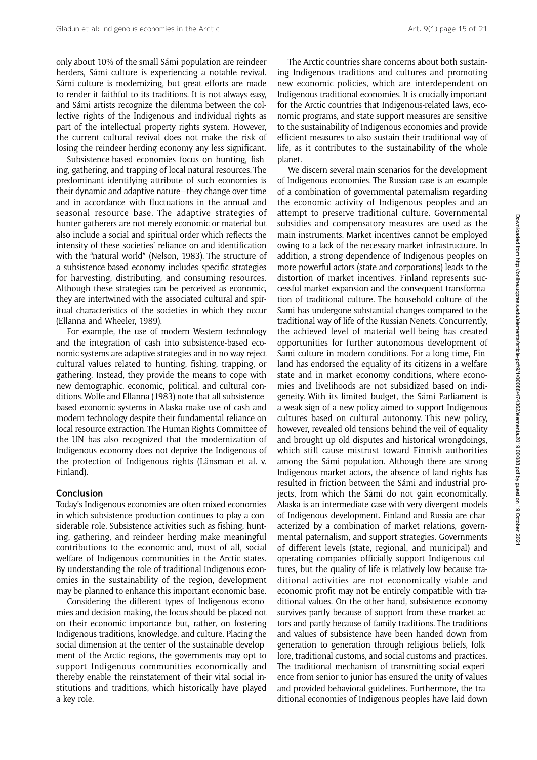only about 10% of the small Sámi population are reindeer herders, Sámi culture is experiencing a notable revival. Sámi culture is modernizing, but great efforts are made to render it faithful to its traditions. It is not always easy, and Sámi artists recognize the dilemma between the collective rights of the Indigenous and individual rights as part of the intellectual property rights system. However, the current cultural revival does not make the risk of losing the reindeer herding economy any less significant.

Subsistence-based economies focus on hunting, fishing, gathering, and trapping of local natural resources. The predominant identifying attribute of such economies is their dynamic and adaptive nature—they change over time and in accordance with fluctuations in the annual and seasonal resource base. The adaptive strategies of hunter-gatherers are not merely economic or material but also include a social and spiritual order which reflects the intensity of these societies' reliance on and identification with the "natural world" (Nelson, 1983). The structure of a subsistence-based economy includes specific strategies for harvesting, distributing, and consuming resources. Although these strategies can be perceived as economic, they are intertwined with the associated cultural and spiritual characteristics of the societies in which they occur (Ellanna and Wheeler, 1989).

For example, the use of modern Western technology and the integration of cash into subsistence-based economic systems are adaptive strategies and in no way reject cultural values related to hunting, fishing, trapping, or gathering. Instead, they provide the means to cope with new demographic, economic, political, and cultural conditions. Wolfe and Ellanna (1983) note that all subsistence-based economic systems in Alaska make use of cash and modern technology despite their fundamental reliance on local resource extraction. The Human Rights Committee of the UN has also recognized that the modernization of Indigenous economy does not deprive the Indigenous of the protection of Indigenous rights (Länsman et al. v. Finland).

## Conclusion

Today's Indigenous economies are often mixed economies in which subsistence production continues to play a considerable role. Subsistence activities such as fishing, hunting, gathering, and reindeer herding make meaningful contributions to the economic and, most of all, social welfare of Indigenous communities in the Arctic states. By understanding the role of traditional Indigenous economies in the sustainability of the region, development may be planned to enhance this important economic base.

Considering the different types of Indigenous economies and decision making, the focus should be placed not on their economic importance but, rather, on fostering Indigenous traditions, knowledge, and culture. Placing the social dimension at the center of the sustainable development of the Arctic regions, the governments may opt to support Indigenous communities economically and thereby enable the reinstatement of their vital social institutions and traditions, which historically have played a key role.

The Arctic countries share concerns about both sustaining Indigenous traditions and cultures and promoting new economic policies, which are interdependent on Indigenous traditional economies. It is crucially important for the Arctic countries that Indigenous-related laws, economic programs, and state support measures are sensitive to the sustainability of Indigenous economies and provide efficient measures to also sustain their traditional way of life, as it contributes to the sustainability of the whole planet.

We discern several main scenarios for the development of Indigenous economies. The Russian case is an example of a combination of governmental paternalism regarding the economic activity of Indigenous peoples and an attempt to preserve traditional culture. Governmental subsidies and compensatory measures are used as the main instruments. Market incentives cannot be employed owing to a lack of the necessary market infrastructure. In addition, a strong dependence of Indigenous peoples on more powerful actors (state and corporations) leads to the distortion of market incentives. Finland represents successful market expansion and the consequent transformation of traditional culture. The household culture of the Sami has undergone substantial changes compared to the traditional way of life of the Russian Nenets. Concurrently, the achieved level of material well-being has created opportunities for further autonomous development of Sami culture in modern conditions. For a long time, Finland has endorsed the equality of its citizens in a welfare state and in market economy conditions, where economies and livelihoods are not subsidized based on indigeneity. With its limited budget, the Sámi Parliament is a weak sign of a new policy aimed to support Indigenous cultures based on cultural autonomy. This new policy, however, revealed old tensions behind the veil of equality and brought up old disputes and historical wrongdoings, which still cause mistrust toward Finnish authorities among the Sámi population. Although there are strong Indigenous market actors, the absence of land rights has resulted in friction between the Sámi and industrial projects, from which the Sámi do not gain economically. Alaska is an intermediate case with very divergent models of Indigenous development. Finland and Russia are characterized by a combination of market relations, governmental paternalism, and support strategies. Governments of different levels (state, regional, and municipal) and operating companies officially support Indigenous cultures, but the quality of life is relatively low because traditional activities are not economically viable and economic profit may not be entirely compatible with traditional values. On the other hand, subsistence economy survives partly because of support from these market actors and partly because of family traditions. The traditions and values of subsistence have been handed down from generation to generation through religious beliefs, folklore, traditional customs, and social customs and practices. The traditional mechanism of transmitting social experience from senior to junior has ensured the unity of values and provided behavioral guidelines. Furthermore, the traditional economies of Indigenous peoples have laid down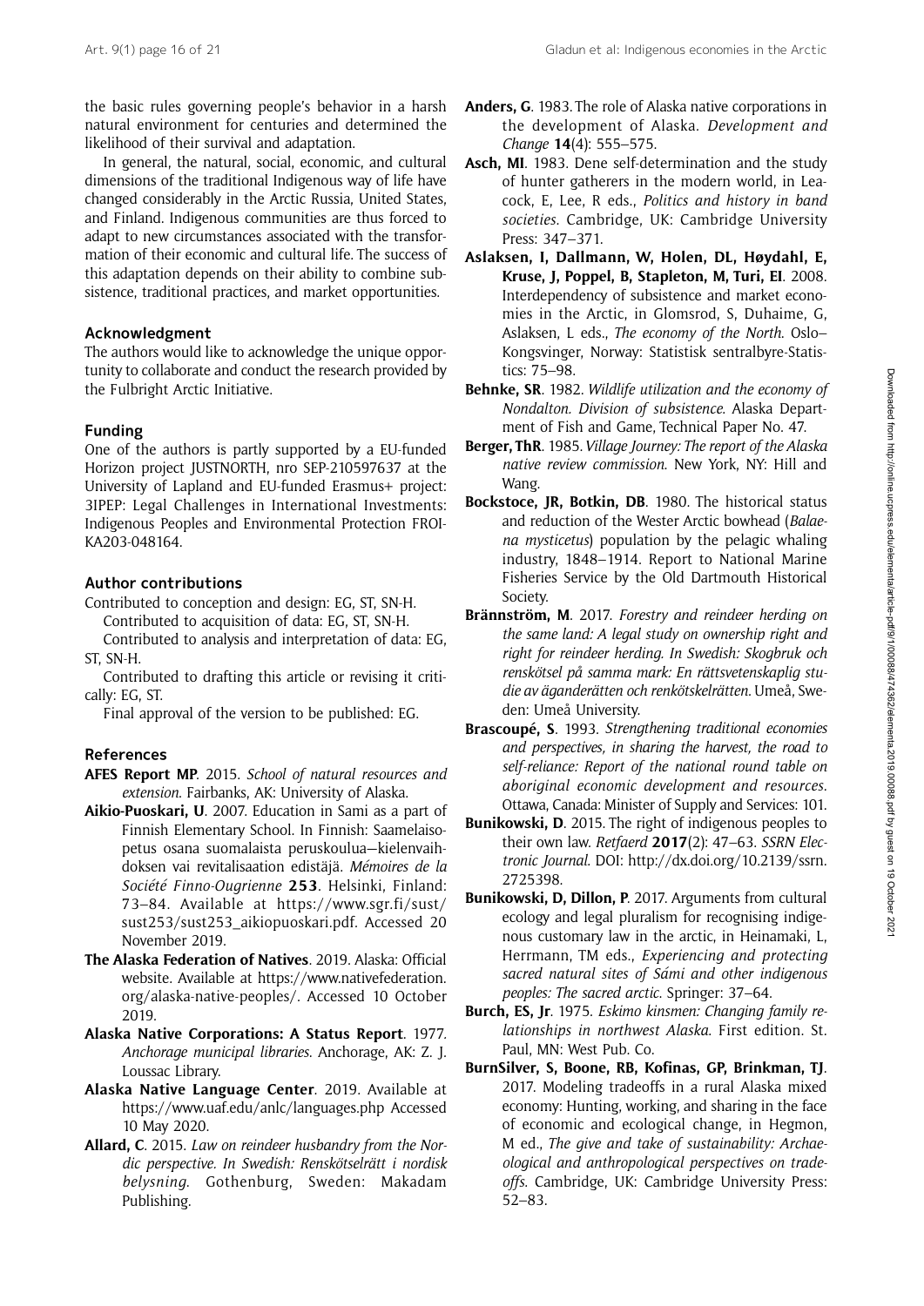the basic rules governing people's behavior in a harsh natural environment for centuries and determined the likelihood of their survival and adaptation.

In general, the natural, social, economic, and cultural dimensions of the traditional Indigenous way of life have changed considerably in the Arctic Russia, United States, and Finland. Indigenous communities are thus forced to adapt to new circumstances associated with the transformation of their economic and cultural life. The success of this adaptation depends on their ability to combine subsistence, traditional practices, and market opportunities.

## Acknowledgment

The authors would like to acknowledge the unique opportunity to collaborate and conduct the research provided by the Fulbright Arctic Initiative.

## Funding

One of the authors is partly supported by a EU-funded Horizon project JUSTNORTH, nro SEP-210597637 at the University of Lapland and EU-funded Erasmus+ project: 3IPEP: Legal Challenges in International Investments: Indigenous Peoples and Environmental Protection FROI-KA203-048164.

## Author contributions

Contributed to conception and design: EG, ST, SN-H.

Contributed to acquisition of data: EG, ST, SN-H.

Contributed to analysis and interpretation of data: EG, ST, SN-H.

Contributed to drafting this article or revising it critically: EG, ST.

Final approval of the version to be published: EG.

## References

**AFES Report MP**. 2015. *School of natural resources and extension*. Fairbanks, AK: University of Alaska.

**Aikio-Puoskari, U**. 2007. Education in Sami as a part of Finnish Elementary School. In Finnish: Saamelaisopetus osana suomalaista peruskoulua—kielenvaihdoksen vai revitalisaation edistäjä. *Mémoires de la Société Finno-Ougrienne* **253**. Helsinki, Finland: 73–84. Available at https://www.sgr.fi/sust/sust253/sust253_aikiopuoskari.pdf. Accessed 20 November 2019.

**The Alaska Federation of Natives**. 2019. Alaska: Official website. Available at https://www.nativefederation.org/alaska-native-peoples/. Accessed 10 October 2019.

**Alaska Native Corporations: A Status Report**. 1977. *Anchorage municipal libraries*. Anchorage, AK: Z. J. Loussac Library.

**Alaska Native Language Center**. 2019. Available at https://www.uaf.edu/anlc/languages.php Accessed 10 May 2020.

**Allard, C**. 2015. *Law on reindeer husbandry from the Nordic perspective. In Swedish: Renskötselrätt i nordisk belysning*. Gothenburg, Sweden: Makadam Publishing.

**Anders, G**. 1983. The role of Alaska native corporations in the development of Alaska. *Development and Change* **14**(4): 555–575.

**Asch, MI**. 1983. Dene self-determination and the study of hunter gatherers in the modern world, in Leacock, E, Lee, R eds., *Politics and history in band societies*. Cambridge, UK: Cambridge University Press: 347–371.

**Aslaksen, I, Dallmann, W, Holen, DL, Høydahl, E, Kruse, J, Poppel, B, Stapleton, M, Turi, EI**. 2008. Interdependency of subsistence and market economies in the Arctic, in Glomsrod, S, Duhaime, G, Aslaksen, L eds., *The economy of the North*. Oslo–Kongsvinger, Norway: Statistisk sentralbyre-Statistics: 75–98.

**Behnke, SR**. 1982. *Wildlife utilization and the economy of Nondalton. Division of subsistence*. Alaska Department of Fish and Game, Technical Paper No. 47.

**Berger, ThR**. 1985. *Village Journey: The report of the Alaska native review commission*. New York, NY: Hill and Wang.

**Bockstoce, JR, Botkin, DB**. 1980. The historical status and reduction of the Wester Arctic bowhead (*Balaena mysticetus*) population by the pelagic whaling industry, 1848–1914. Report to National Marine Fisheries Service by the Old Dartmouth Historical Society.

**Brännström, M**. 2017. *Forestry and reindeer herding on the same land: A legal study on ownership right and right for reindeer herding. In Swedish: Skogbruk och renskötsel på samma mark: En rättsvetenskaplig studie av äganderätten och renkötskelrätten*. Umeå, Sweden: Umeå University.

**Brascoupé, S**. 1993. *Strengthening traditional economies and perspectives, in sharing the harvest, the road to self-reliance: Report of the national round table on aboriginal economic development and resources*. Ottawa, Canada: Minister of Supply and Services: 101.

**Bunikowski, D**. 2015. The right of indigenous peoples to their own law. *Retfaerd* **2017**(2): 47–63. *SSRN Electronic Journal*. DOI: http://dx.doi.org/10.2139/ssrn.2725398.

**Bunikowski, D, Dillon, P**. 2017. Arguments from cultural ecology and legal pluralism for recognising indigenous customary law in the arctic, in Heinamaki, L, Herrmann, TM eds., *Experiencing and protecting sacred natural sites of Sámi and other indigenous peoples: The sacred arctic*. Springer: 37–64.

**Burch, ES, Jr**. 1975. *Eskimo kinsmen: Changing family relationships in northwest Alaska*. First edition. St. Paul, MN: West Pub. Co.

**BurnSilver, S, Boone, RB, Kofinas, GP, Brinkman, TJ**. 2017. Modeling tradeoffs in a rural Alaska mixed economy: Hunting, working, and sharing in the face of economic and ecological change, in Hegmon, M ed., *The give and take of sustainability: Archaeological and anthropological perspectives on tradeoffs*. Cambridge, UK: Cambridge University Press: 52–83.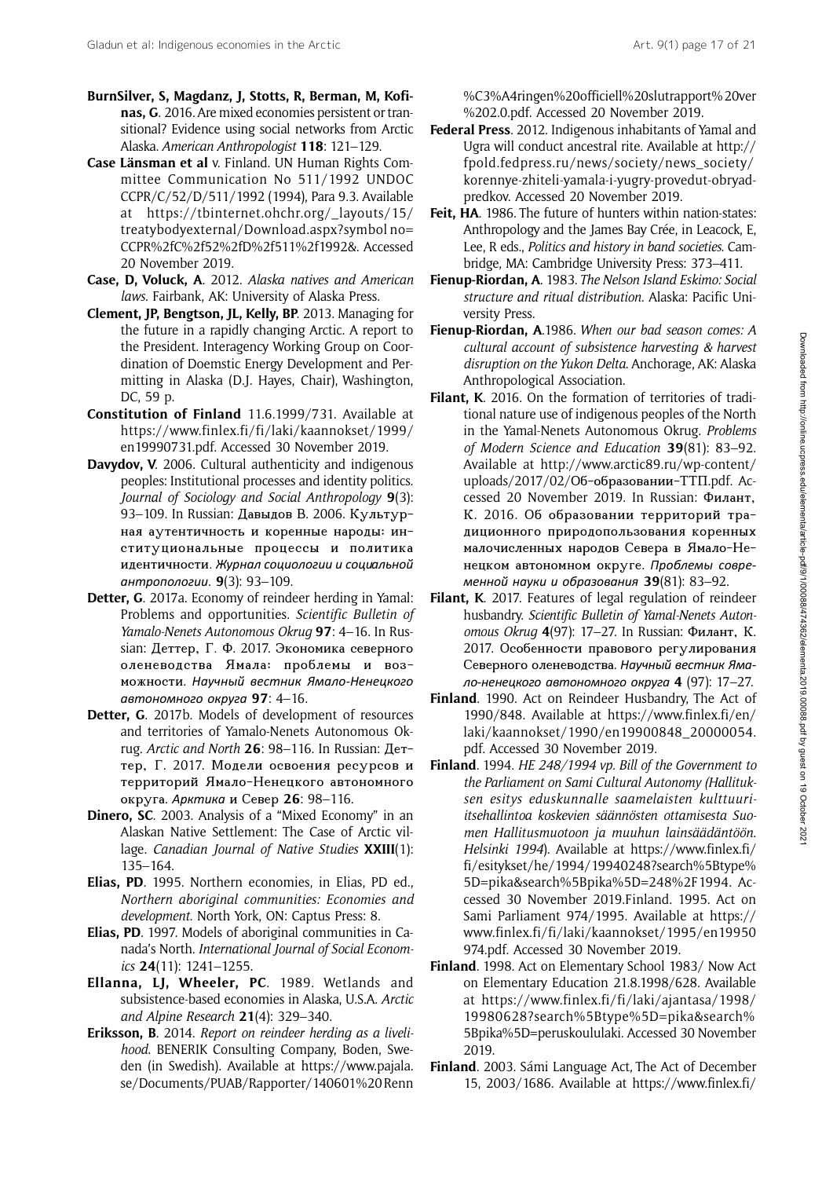**BurnSilver, S, Magdanz, J, Stotts, R, Berman, M, Kofinas, G**. 2016. Are mixed economies persistent or transitional? Evidence using social networks from Arctic Alaska. *American Anthropologist* **118**: 121–129.

**Case Länsman et al** v. Finland. UN Human Rights Committee Communication No 511/1992 UNDOC CCPR/C/52/D/511/1992 (1994), Para 9.3. Available at https://tbinternet.ohchr.org/_layouts/15/treatybodyexternal/Download.aspx?symbol no=CCPR%2fC%2f52%2fD%2f511%2f1992&. Accessed 20 November 2019.

**Case, D, Voluck, A**. 2012. *Alaska natives and American laws.* Fairbank, AK: University of Alaska Press.

**Clement, JP, Bengtson, JL, Kelly, BP**. 2013. Managing for the future in a rapidly changing Arctic. A report to the President. Interagency Working Group on Coordination of Doemstic Energy Development and Permitting in Alaska (D.J. Hayes, Chair), Washington, DC, 59 p.

**Constitution of Finland** 11.6.1999/731. Available at https://www.finlex.fi/fi/laki/kaannokset/1999/en19990731.pdf. Accessed 30 November 2019.

**Davydov, V**. 2006. Cultural authenticity and indigenous peoples: Institutional processes and identity politics. *Journal of Sociology and Social Anthropology* **9**(3): 93–109. In Russian: Давыдов В. 2006. Культурная аутентичность и коренные народы: институциональные процессы и политика идентичности. *Журнал социологии и социальной антропологии*. **9**(3): 93–109.

**Detter, G**. 2017a. Economy of reindeer herding in Yamal: Problems and opportunities. *Scientific Bulletin of Yamalo-Nenets Autonomous Okrug* **97**: 4–16. In Russian: Деттер, Г. Ф. 2017. Экономика северного оленеводства Ямала: проблемы и возможности. *Научный вестник Ямало-Ненецкого автономного округа* **97**: 4–16.

**Detter, G**. 2017b. Models of development of resources and territories of Yamalo-Nenets Autonomous Okrug. *Arctic and North* **26**: 98–116. In Russian: Деттер, Г. 2017. Модели освоения ресурсов и территорий Ямало-Ненецкого автономного округа. *Арктика и* Север **26**: 98–116.

**Dinero, SC**. 2003. Analysis of a "Mixed Economy" in an Alaskan Native Settlement: The Case of Arctic village. *Canadian Journal of Native Studies* **XXIII**(1): 135–164.

**Elias, PD**. 1995. Northern economies, in Elias, PD ed., *Northern aboriginal communities: Economies and development.* North York, ON: Captus Press: 8.

**Elias, PD**. 1997. Models of aboriginal communities in Canada's North. *International Journal of Social Economics* **24**(11): 1241–1255.

**Ellanna, LJ, Wheeler, PC**. 1989. Wetlands and subsistence-based economies in Alaska, U.S.A. *Arctic and Alpine Research* **21**(4): 329–340.

**Eriksson, B**. 2014. *Report on reindeer herding as a livelihood.* BENERIK Consulting Company, Boden, Sweden (in Swedish). Available at https://www.pajala.se/Documents/PUAB/Rapporter/140601%20Renn%C3%A4ringen%20officiell%20slutrapport%20ver%202.0.pdf. Accessed 20 November 2019.

**Federal Press**. 2012. Indigenous inhabitants of Yamal and Ugra will conduct ancestral rite. Available at http://fpold.fedpress.ru/news/society/news_society/korennye-zhiteli-yamala-i-yugry-provedut-obryad-predkov. Accessed 20 November 2019.

**Feit, HA**. 1986. The future of hunters within nation-states: Anthropology and the James Bay Crée, in Leacock, E, Lee, R eds., *Politics and history in band societies.* Cambridge, MA: Cambridge University Press: 373–411.

**Fienup-Riordan, A**. 1983. *The Nelson Island Eskimo: Social structure and ritual distribution*. Alaska: Pacific University Press.

**Fienup-Riordan, A**.1986. *When our bad season comes: A cultural account of subsistence harvesting & harvest disruption on the Yukon Delta.* Anchorage, AK: Alaska Anthropological Association.

**Filant, K**. 2016. On the formation of territories of traditional nature use of indigenous peoples of the North in the Yamal-Nenets Autonomous Okrug. *Problems of Modern Science and Education* **39**(81): 83–92. Available at http://www.arctic89.ru/wp-content/uploads/2017/02/Об-образовании-ТТП.pdf. Accessed 20 November 2019. In Russian: Филант, К. 2016. Об образовании территорий традиционного природопользования коренных малочисленных народов Севера в Ямало-Ненецком автономном округе. *Проблемы современной науки и образования* **39**(81): 83–92.

**Filant, K**. 2017. Features of legal regulation of reindeer husbandry. *Scientific Bulletin of Yamal-Nenets Autonomous Okrug* **4**(97): 17–27. In Russian: Филант, К. 2017. Особенности правового регулирования Северного оленеводства. *Научный вестник Ямало-ненецкого автономного округа* **4** (97): 17–27.

**Finland**. 1990. Act on Reindeer Husbandry, The Act of 1990/848. Available at https://www.finlex.fi/en/laki/kaannokset/1990/en19900848_20000054.pdf. Accessed 30 November 2019.

**Finland**. 1994. *HE 248/1994 vp. Bill of the Government to the Parliament on Sami Cultural Autonomy (Hallituksen esitys eduskunnalle saamelaisten kulttuuri-itsehallintoa koskevien säännösten ottamisesta Suomen Hallitusmuotoon ja muuhun lainsäädäntöön. Helsinki 1994*). Available at https://www.finlex.fi/fi/esitykset/he/1994/19940248?search%5Btype%5D=pika&search%5Bpika%5D=248%2F1994. Accessed 30 November 2019.Finland. 1995. Act on Sami Parliament 974/1995. Available at https://www.finlex.fi/fi/laki/kaannokset/1995/en19950974.pdf. Accessed 30 November 2019.

**Finland**. 1998. Act on Elementary School 1983/ Now Act on Elementary Education 21.8.1998/628. Available at https://www.finlex.fi/fi/laki/ajantasa/1998/19980628?search%5Btype%5D=pika&search%5Bpika%5D=peruskoululaki. Accessed 30 November 2019.

**Finland**. 2003. Sámi Language Act, The Act of December 15, 2003/1686. Available at https://www.finlex.fi/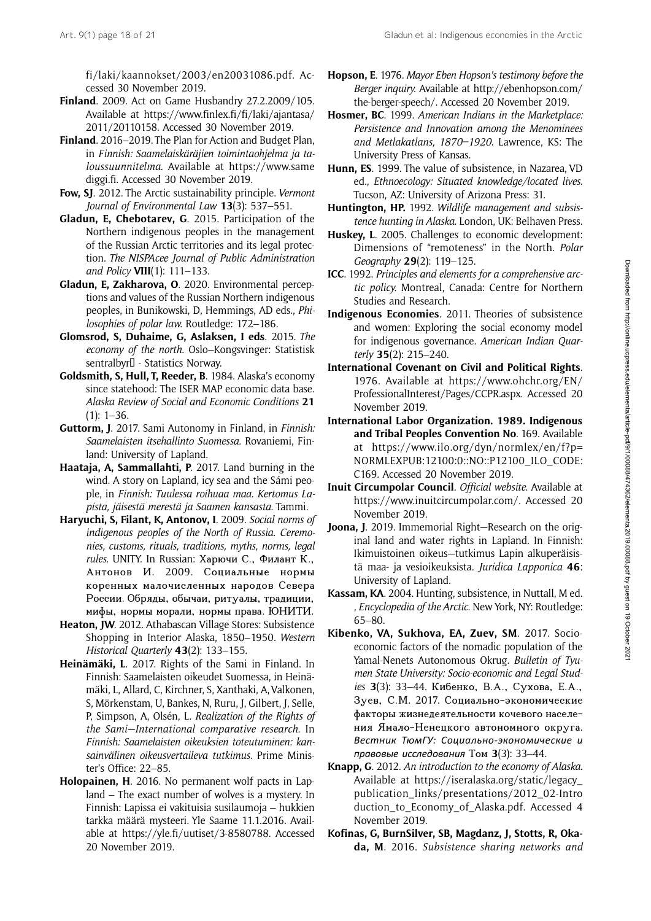fi/laki/kaannokset/2003/en20031086.pdf. Accessed 30 November 2019.

**Finland**. 2009. Act on Game Husbandry 27.2.2009/105. Available at https://www.finlex.fi/fi/laki/ajantasa/2011/20110158. Accessed 30 November 2019.

**Finland**. 2016–2019. The Plan for Action and Budget Plan, in *Finnish: Saamelaiskäräjien toimintaohjelma ja taloussuunnitelma*. Available at https://www.samediggi.fi. Accessed 30 November 2019.

**Fow, SJ**. 2012. The Arctic sustainability principle. *Vermont Journal of Environmental Law* **13**(3): 537–551.

**Gladun, E, Chebotarev, G**. 2015. Participation of the Northern indigenous peoples in the management of the Russian Arctic territories and its legal protection. *The NISPAcee Journal of Public Administration and Policy* **VIII**(1): 111–133.

**Gladun, E, Zakharova, O**. 2020. Environmental perceptions and values of the Russian Northern indigenous peoples, in Bunikowski, D, Hemmings, AD eds., *Philosophies of polar law*. Routledge: 172–186.

**Glomsrod, S, Duhaime, G, Aslaksen, I eds**. 2015. *The economy of the north*. Oslo–Kongsvinger: Statistisk sentralbyr - Statistics Norway.

**Goldsmith, S, Hull, T, Reeder, B**. 1984. Alaska's economy since statehood: The ISER MAP economic data base. *Alaska Review of Social and Economic Conditions* **21** (1): 1–36.

**Guttorm, J**. 2017. Sami Autonomy in Finland, in *Finnish: Saamelaisten itsehallinto Suomessa*. Rovaniemi, Finland: University of Lapland.

**Haataja, A, Sammallahti, P**. 2017. Land burning in the wind. A story on Lapland, icy sea and the Sámi people, in *Finnish: Tuulessa roihuaa maa. Kertomus Lapista, jäisestä merestä ja Saamen kansasta*. Tammi.

**Haryuchi, S, Filant, K, Antonov, I**. 2009. *Social norms of indigenous peoples of the North of Russia. Ceremonies, customs, rituals, traditions, myths, norms, legal rules*. UNITY. In Russian: Харючи С., Филант К., Антонов И. 2009. Социальные нормы коренных малочисленных народов Севера России. Обряды, обычаи, ритуалы, традиции, мифы, нормы морали, нормы права. ЮНИТИ.

**Heaton, JW**. 2012. Athabascan Village Stores: Subsistence Shopping in Interior Alaska, 1850–1950. *Western Historical Quarterly* **43**(2): 133–155.

**Heinämäki, L**. 2017. Rights of the Sami in Finland. In Finnish: Saamelaisten oikeudet Suomessa, in Heinämäki, L, Allard, C, Kirchner, S, Xanthaki, A, Valkonen, S, Mörkenstam, U, Bankes, N, Ruru, J, Gilbert, J, Selle, P, Simpson, A, Olsén, L. *Realization of the Rights of the Sami—International comparative research*. In *Finnish: Saamelaisten oikeuksien toteutuminen: kansainvälinen oikeusvertaileva tutkimus*. Prime Minister's Office: 22–85.

**Holopainen, H**. 2016. No permanent wolf pacts in Lapland – The exact number of wolves is a mystery. In Finnish: Lapissa ei vakituisia susilaumoja – hukkien tarkka määrä mysteeri. Yle Saame 11.1.2016. Available at https://yle.fi/uutiset/3-8580788. Accessed 20 November 2019.

**Hopson, E**. 1976. *Mayor Eben Hopson's testimony before the Berger inquiry*. Available at http://ebenhopson.com/the-berger-speech/. Accessed 20 November 2019.

**Hosmer, BC**. 1999. *American Indians in the Marketplace: Persistence and Innovation among the Menominees and Metlakatlans, 1870–1920*. Lawrence, KS: The University Press of Kansas.

**Hunn, ES**. 1999. The value of subsistence, in Nazarea, VD ed., *Ethnoecology: Situated knowledge/located lives*. Tucson, AZ: University of Arizona Press: 31.

**Huntington, HP.** 1992. *Wildlife management and subsistence hunting in Alaska*. London, UK: Belhaven Press.

**Huskey, L**. 2005. Challenges to economic development: Dimensions of "remoteness" in the North. *Polar Geography* **29**(2): 119–125.

**ICC**. 1992. *Principles and elements for a comprehensive arctic policy*. Montreal, Canada: Centre for Northern Studies and Research.

**Indigenous Economies**. 2011. Theories of subsistence and women: Exploring the social economy model for indigenous governance. *American Indian Quarterly* **35**(2): 215–240.

**International Covenant on Civil and Political Rights**. 1976. Available at https://www.ohchr.org/EN/ProfessionalInterest/Pages/CCPR.aspx. Accessed 20 November 2019.

**International Labor Organization. 1989. Indigenous and Tribal Peoples Convention No**. 169. Available at https://www.ilo.org/dyn/normlex/en/f?p=NORMLEXPUB:12100:0::NO::P12100_ILO_CODE:C169. Accessed 20 November 2019.

**Inuit Circumpolar Council**. *Official website*. Available at https://www.inuitcircumpolar.com/. Accessed 20 November 2019.

**Joona, J**. 2019. Immemorial Right—Research on the original land and water rights in Lapland. In Finnish: Ikimuistoinen oikeus—tutkimus Lapin alkuperäisistä maa- ja vesioikeuksista. *Juridica Lapponica* **46**: University of Lapland.

**Kassam, KA**. 2004. Hunting, subsistence, in Nuttall, M ed. , *Encyclopedia of the Arctic*. New York, NY: Routledge: 65–80.

**Kibenko, VA, Sukhova, EA, Zuev, SM**. 2017. Socio-economic factors of the nomadic population of the Yamal-Nenets Autonomous Okrug. *Bulletin of Tyumen State University: Socio-economic and Legal Studies* **3**(3): 33–44. Кибенко, В.А., Сухова, Е.А., Зуев, С.М. 2017. Социально-экономические факторы жизнедеятельности кочевого населения Ямало-Ненецкого автономного округа. *Вестник ТюмГУ: Социально-экономические и правовые исследования* Том **3**(3): 33–44.

**Knapp, G**. 2012. *An introduction to the economy of Alaska*. Available at https://iseralaska.org/static/legacy_publication_links/presentations/2012_02-Introduction_to_Economy_of_Alaska.pdf. Accessed 4 November 2019.

**Kofinas, G, BurnSilver, SB, Magdanz, J, Stotts, R, Okada, M**. 2016. *Subsistence sharing networks and*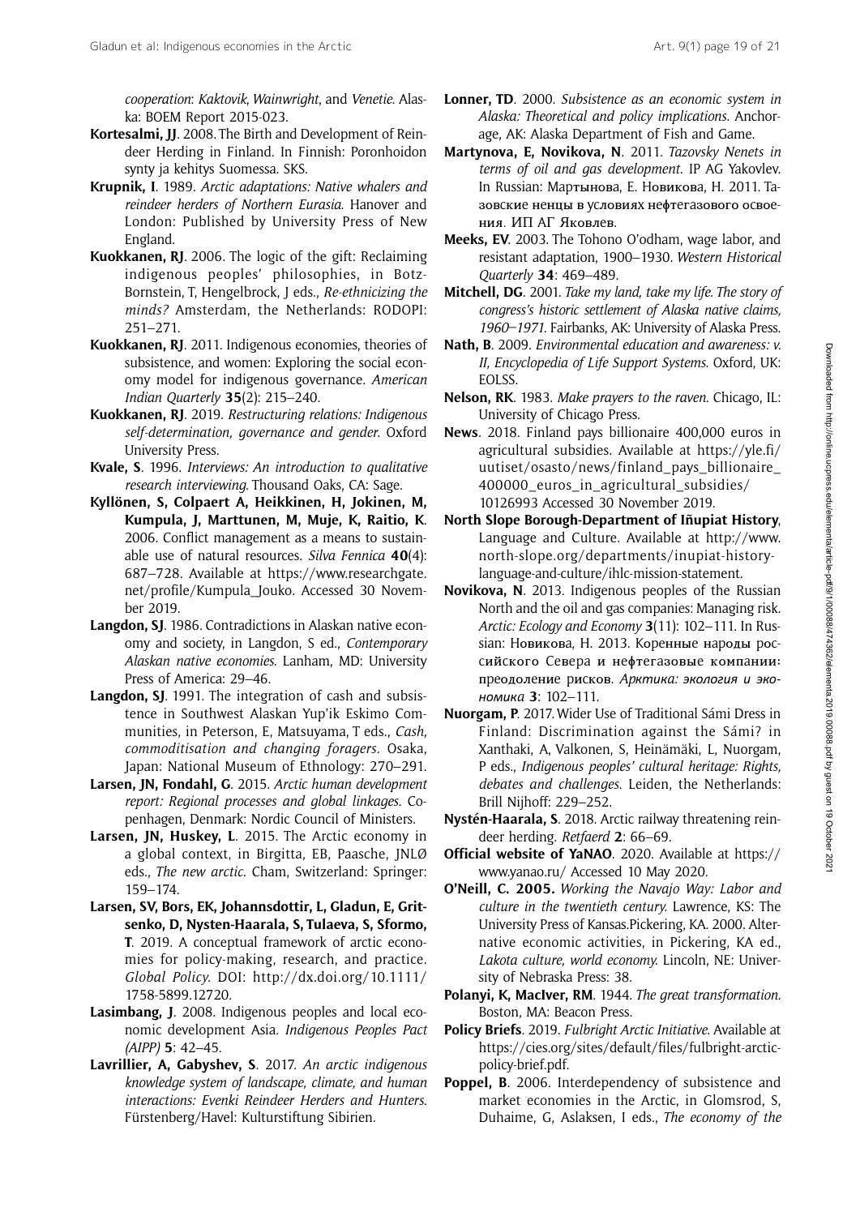*cooperation*: *Kaktovik*, *Wainwright*, and *Venetie*. Alaska: BOEM Report 2015-023.

**Kortesalmi, JJ**. 2008. The Birth and Development of Reindeer Herding in Finland. In Finnish: Poronhoidon synty ja kehitys Suomessa. SKS.

**Krupnik, I**. 1989. *Arctic adaptations: Native whalers and reindeer herders of Northern Eurasia*. Hanover and London: Published by University Press of New England.

**Kuokkanen, RJ**. 2006. The logic of the gift: Reclaiming indigenous peoples' philosophies, in Botz-Bornstein, T, Hengelbrock, J eds., *Re-ethnicizing the minds?* Amsterdam, the Netherlands: RODOPI: 251–271.

**Kuokkanen, RJ**. 2011. Indigenous economies, theories of subsistence, and women: Exploring the social economy model for indigenous governance. *American Indian Quarterly* **35**(2): 215–240.

**Kuokkanen, RJ**. 2019. *Restructuring relations: Indigenous self-determination, governance and gender*. Oxford University Press.

**Kvale, S**. 1996. *Interviews: An introduction to qualitative research interviewing*. Thousand Oaks, CA: Sage.

**Kyllönen, S, Colpaert A, Heikkinen, H, Jokinen, M, Kumpula, J, Marttunen, M, Muje, K, Raitio, K**. 2006. Conflict management as a means to sustainable use of natural resources. *Silva Fennica* **40**(4): 687–728. Available at https://www.researchgate.net/profile/Kumpula_Jouko. Accessed 30 November 2019.

**Langdon, SJ**. 1986. Contradictions in Alaskan native economy and society, in Langdon, S ed., *Contemporary Alaskan native economies*. Lanham, MD: University Press of America: 29–46.

**Langdon, SJ**. 1991. The integration of cash and subsistence in Southwest Alaskan Yup'ik Eskimo Communities, in Peterson, E, Matsuyama, T eds., *Cash, commoditisation and changing foragers*. Osaka, Japan: National Museum of Ethnology: 270–291.

**Larsen, JN, Fondahl, G**. 2015. *Arctic human development report: Regional processes and global linkages*. Copenhagen, Denmark: Nordic Council of Ministers.

**Larsen, JN, Huskey, L**. 2015. The Arctic economy in a global context, in Birgitta, EB, Paasche, JNLØ eds., *The new arctic*. Cham, Switzerland: Springer: 159–174.

**Larsen, SV, Bors, EK, Johannsdottir, L, Gladun, E, Gritsenko, D, Nysten-Haarala, S, Tulaeva, S, Sformo, T**. 2019. A conceptual framework of arctic economies for policy-making, research, and practice. *Global Policy*. DOI: http://dx.doi.org/10.1111/1758-5899.12720.

**Lasimbang, J**. 2008. Indigenous peoples and local economic development Asia. *Indigenous Peoples Pact (AIPP)* **5**: 42–45.

**Lavrillier, A, Gabyshev, S**. 2017. *An arctic indigenous knowledge system of landscape, climate, and human interactions: Evenki Reindeer Herders and Hunters*. Fürstenberg/Havel: Kulturstiftung Sibirien.

**Lonner, TD**. 2000. *Subsistence as an economic system in Alaska: Theoretical and policy implications*. Anchorage, AK: Alaska Department of Fish and Game.

**Martynova, E, Novikova, N**. 2011. *Tazovsky Nenets in terms of oil and gas development*. IP AG Yakovlev. In Russian: Мартынова, Е. Новикова, Н. 2011. Тазовские ненцы в условиях нефтегазового освоения. ИП АГ Яковлев.

**Meeks, EV**. 2003. The Tohono O'odham, wage labor, and resistant adaptation, 1900–1930. *Western Historical Quarterly* **34**: 469–489.

**Mitchell, DG**. 2001. *Take my land, take my life. The story of congress's historic settlement of Alaska native claims, 1960–1971*. Fairbanks, AK: University of Alaska Press.

**Nath, B**. 2009. *Environmental education and awareness: v. II, Encyclopedia of Life Support Systems*. Oxford, UK: EOLSS.

**Nelson, RK**. 1983. *Make prayers to the raven*. Chicago, IL: University of Chicago Press.

**News**. 2018. Finland pays billionaire 400,000 euros in agricultural subsidies. Available at https://yle.fi/uutiset/osasto/news/finland_pays_billionaire_400000_euros_in_agricultural_subsidies/10126993 Accessed 30 November 2019.

**North Slope Borough-Department of Iñupiat History**, Language and Culture. Available at http://www.north-slope.org/departments/inupiat-history-language-and-culture/ihlc-mission-statement.

**Novikova, N**. 2013. Indigenous peoples of the Russian North and the oil and gas companies: Managing risk. *Arctic: Ecology and Economy* **3**(11): 102–111. In Russian: Новикова, Н. 2013. Коренные народы российского Севера и нефтегазовые компании: преодоление рисков. *Арктика: экология и экономика* **3**: 102–111.

**Nuorgam, P**. 2017. Wider Use of Traditional Sámi Dress in Finland: Discrimination against the Sámi? in Xanthaki, A, Valkonen, S, Heinämäki, L, Nuorgam, P eds., *Indigenous peoples' cultural heritage: Rights, debates and challenges*. Leiden, the Netherlands: Brill Nijhoff: 229–252.

**Nystén-Haarala, S**. 2018. Arctic railway threatening reindeer herding. *Retfaerd* **2**: 66–69.

**Official website of YaNAO**. 2020. Available at https://www.yanao.ru/ Accessed 10 May 2020.

**O'Neill, C. 2005.** *Working the Navajo Way: Labor and culture in the twentieth century*. Lawrence, KS: The University Press of Kansas.Pickering, KA. 2000. Alternative economic activities, in Pickering, KA ed., *Lakota culture, world economy*. Lincoln, NE: University of Nebraska Press: 38.

**Polanyi, K, MacIver, RM**. 1944. *The great transformation*. Boston, MA: Beacon Press.

**Policy Briefs**. 2019. *Fulbright Arctic Initiative*. Available at https://cies.org/sites/default/files/fulbright-arctic-policy-brief.pdf.

**Poppel, B**. 2006. Interdependency of subsistence and market economies in the Arctic, in Glomsrod, S, Duhaime, G, Aslaksen, I eds., *The economy of the*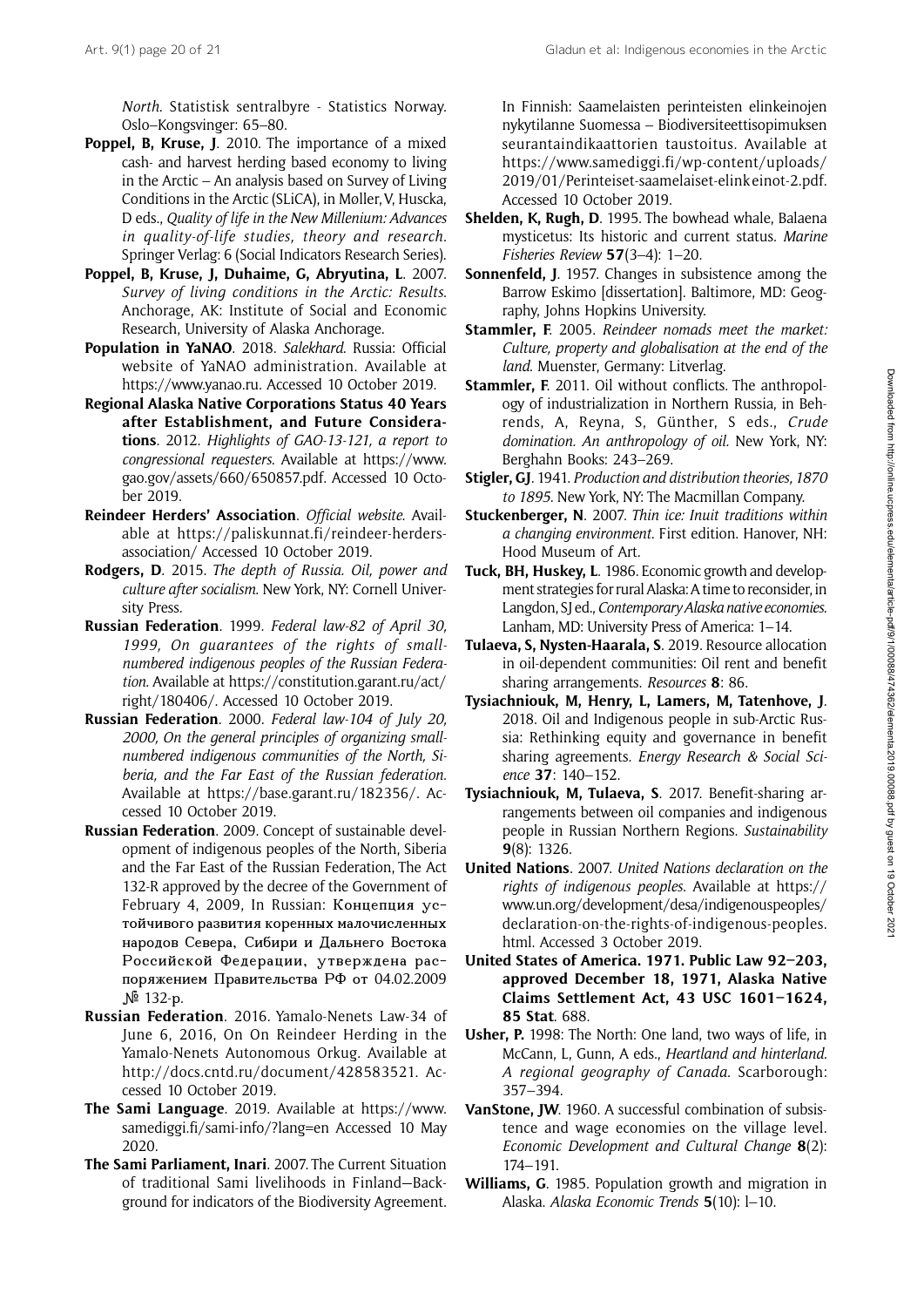*North*. Statistisk sentralbyre - Statistics Norway. Oslo–Kongsvinger: 65–80.

**Poppel, B, Kruse, J**. 2010. The importance of a mixed cash- and harvest herding based economy to living in the Arctic – An analysis based on Survey of Living Conditions in the Arctic (SLiCA), in Møller, V, Huscka, D eds., *Quality of life in the New Millenium: Advances in quality-of-life studies, theory and research*. Springer Verlag: 6 (Social Indicators Research Series).

**Poppel, B, Kruse, J, Duhaime, G, Abryutina, L**. 2007. *Survey of living conditions in the Arctic: Results*. Anchorage, AK: Institute of Social and Economic Research, University of Alaska Anchorage.

**Population in YaNAO**. 2018. *Salekhard*. Russia: Official website of YaNAO administration. Available at https://www.yanao.ru. Accessed 10 October 2019.

**Regional Alaska Native Corporations Status 40 Years after Establishment, and Future Considerations**. 2012. *Highlights of GAO-13-121, a report to congressional requesters*. Available at https://www.gao.gov/assets/660/650857.pdf. Accessed 10 October 2019.

**Reindeer Herders' Association**. *Official website*. Available at https://paliskunnat.fi/reindeer-herders-association/ Accessed 10 October 2019.

**Rodgers, D**. 2015. *The depth of Russia. Oil, power and culture after socialism*. New York, NY: Cornell University Press.

**Russian Federation**. 1999. *Federal law-82 of April 30, 1999, On guarantees of the rights of small-numbered indigenous peoples of the Russian Federation*. Available at https://constitution.garant.ru/act/right/180406/. Accessed 10 October 2019.

**Russian Federation**. 2000. *Federal law-104 of July 20, 2000, On the general principles of organizing small-numbered indigenous communities of the North, Siberia, and the Far East of the Russian federation*. Available at https://base.garant.ru/182356/. Accessed 10 October 2019.

**Russian Federation**. 2009. Concept of sustainable development of indigenous peoples of the North, Siberia and the Far East of the Russian Federation, The Act 132-R approved by the decree of the Government of February 4, 2009, In Russian: Концепция устойчивого развития коренных малочисленных народов Севера, Сибири и Дальнего Востока Российской Федерации, утверждена распоряжением Правительства РФ от 04.02.2009 № 132-р.

**Russian Federation**. 2016. Yamalo-Nenets Law-34 of June 6, 2016, On On Reindeer Herding in the Yamalo-Nenets Autonomous Orkug. Available at http://docs.cntd.ru/document/428583521. Accessed 10 October 2019.

**The Sami Language**. 2019. Available at https://www.samediggi.fi/sami-info/?lang=en Accessed 10 May 2020.

**The Sami Parliament, Inari**. 2007. The Current Situation of traditional Sami livelihoods in Finland—Background for indicators of the Biodiversity Agreement. In Finnish: Saamelaisten perinteisten elinkeinojen nykytilanne Suomessa – Biodiversiteettisopimuksen seurantaindikaattorien taustoitus. Available at https://www.samediggi.fi/wp-content/uploads/2019/01/Perinteiset-saamelaiset-elinkeinot-2.pdf. Accessed 10 October 2019.

**Shelden, K, Rugh, D**. 1995. The bowhead whale, Balaena mysticetus: Its historic and current status. *Marine Fisheries Review* **57**(3–4): 1–20.

**Sonnenfeld, J**. 1957. Changes in subsistence among the Barrow Eskimo [dissertation]. Baltimore, MD: Geography, Johns Hopkins University.

**Stammler, F**. 2005. *Reindeer nomads meet the market: Culture, property and globalisation at the end of the land*. Muenster, Germany: Litverlag.

**Stammler, F**. 2011. Oil without conflicts. The anthropology of industrialization in Northern Russia, in Behrends, A, Reyna, S, Günther, S eds., *Crude domination. An anthropology of oil*. New York, NY: Berghahn Books: 243–269.

**Stigler, GJ**. 1941. *Production and distribution theories, 1870 to 1895*. New York, NY: The Macmillan Company.

**Stuckenberger, N**. 2007. *Thin ice: Inuit traditions within a changing environment*. First edition. Hanover, NH: Hood Museum of Art.

**Tuck, BH, Huskey, L**. 1986. Economic growth and development strategies for rural Alaska: A time to reconsider, in Langdon, SJ ed., *Contemporary Alaska native economies*. Lanham, MD: University Press of America: 1–14.

**Tulaeva, S, Nysten-Haarala, S**. 2019. Resource allocation in oil-dependent communities: Oil rent and benefit sharing arrangements. *Resources* **8**: 86.

**Tysiachniouk, M, Henry, L, Lamers, M, Tatenhove, J**. 2018. Oil and Indigenous people in sub-Arctic Russia: Rethinking equity and governance in benefit sharing agreements. *Energy Research & Social Science* **37**: 140–152.

**Tysiachniouk, M, Tulaeva, S**. 2017. Benefit-sharing arrangements between oil companies and indigenous people in Russian Northern Regions. *Sustainability* **9**(8): 1326.

**United Nations**. 2007. *United Nations declaration on the rights of indigenous peoples*. Available at https://www.un.org/development/desa/indigenouspeoples/declaration-on-the-rights-of-indigenous-peoples.html. Accessed 3 October 2019.

**United States of America. 1971. Public Law 92–203, approved December 18, 1971, Alaska Native Claims Settlement Act, 43 USC 1601–1624, 85 Stat**. 688.

**Usher, P.** 1998: The North: One land, two ways of life, in McCann, L, Gunn, A eds., *Heartland and hinterland. A regional geography of Canada*. Scarborough: 357–394.

**VanStone, JW**. 1960. A successful combination of subsistence and wage economies on the village level. *Economic Development and Cultural Change* **8**(2): 174–191.

**Williams, G**. 1985. Population growth and migration in Alaska. *Alaska Economic Trends* **5**(10): l–10.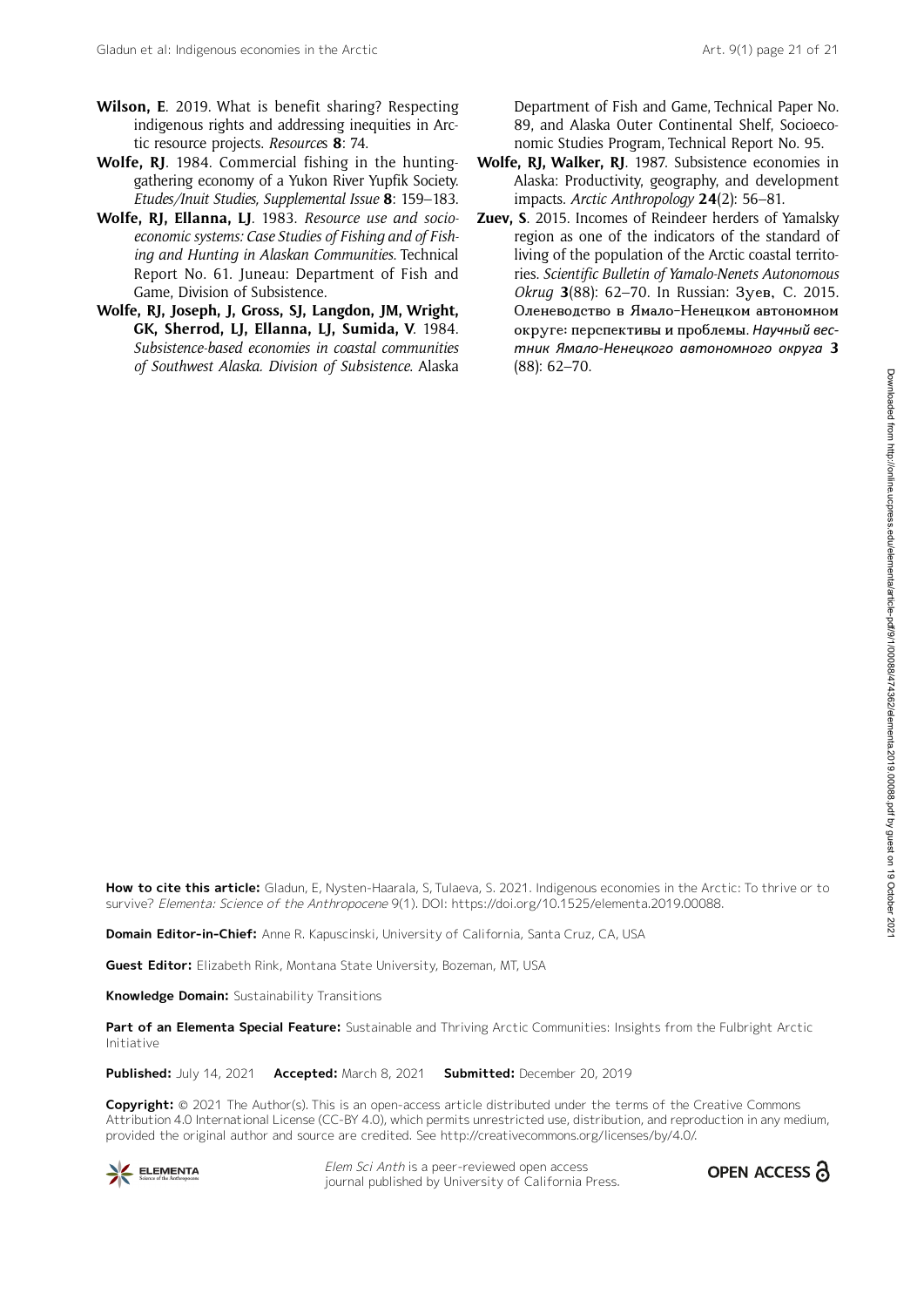**Wilson, E**. 2019. What is benefit sharing? Respecting indigenous rights and addressing inequities in Arctic resource projects. *Resources* **8**: 74.

**Wolfe, RJ**. 1984. Commercial fishing in the hunting-gathering economy of a Yukon River Yupfik Society. *Etudes/Inuit Studies, Supplemental Issue* **8**: 159–183.

**Wolfe, RJ, Ellanna, LJ**. 1983. *Resource use and socio-economic systems: Case Studies of Fishing and of Fishing and Hunting in Alaskan Communities*. Technical Report No. 61. Juneau: Department of Fish and Game, Division of Subsistence.

**Wolfe, RJ, Joseph, J, Gross, SJ, Langdon, JM, Wright, GK, Sherrod, LJ, Ellanna, LJ, Sumida, V**. 1984. *Subsistence-based economies in coastal communities of Southwest Alaska. Division of Subsistence*. Alaska Department of Fish and Game, Technical Paper No. 89, and Alaska Outer Continental Shelf, Socioeconomic Studies Program, Technical Report No. 95.

**Wolfe, RJ, Walker, RJ**. 1987. Subsistence economies in Alaska: Productivity, geography, and development impacts. *Arctic Anthropology* **24**(2): 56–81.

**Zuev, S**. 2015. Incomes of Reindeer herders of Yamalsky region as one of the indicators of the standard of living of the population of the Arctic coastal territories. *Scientific Bulletin of Yamalo-Nenets Autonomous Okrug* **3**(88): 62–70. In Russian: Зуев, С. 2015. Оленеводство в Ямало-Ненецком автономном округе: перспективы и проблемы. *Научный вестник Ямало-Ненецкого автономного округа* **3** (88): 62–70.

**How to cite this article:** Gladun, E, Nysten-Haarala, S, Tulaeva, S. 2021. Indigenous economies in the Arctic: To thrive or to survive? *Elementa: Science of the Anthropocene* 9(1). DOI: https://doi.org/10.1525/elementa.2019.00088.

**Domain Editor-in-Chief:** Anne R. Kapuscinski, University of California, Santa Cruz, CA, USA

**Guest Editor:** Elizabeth Rink, Montana State University, Bozeman, MT, USA

**Knowledge Domain:** Sustainability Transitions

**Part of an Elementa Special Feature:** Sustainable and Thriving Arctic Communities: Insights from the Fulbright Arctic Initiative

**Published:** July 14, 2021 **Accepted:** March 8, 2021 **Submitted:** December 20, 2019

**Copyright:** © 2021 The Author(s). This is an open-access article distributed under the terms of the Creative Commons Attribution 4.0 International License (CC-BY 4.0), which permits unrestricted use, distribution, and reproduction in any medium, provided the original author and source are credited. See http://creativecommons.org/licenses/by/4.0/.

*Elem Sci Anth* is a peer-reviewed open access journal published by University of California Press.

OPEN ACCESS